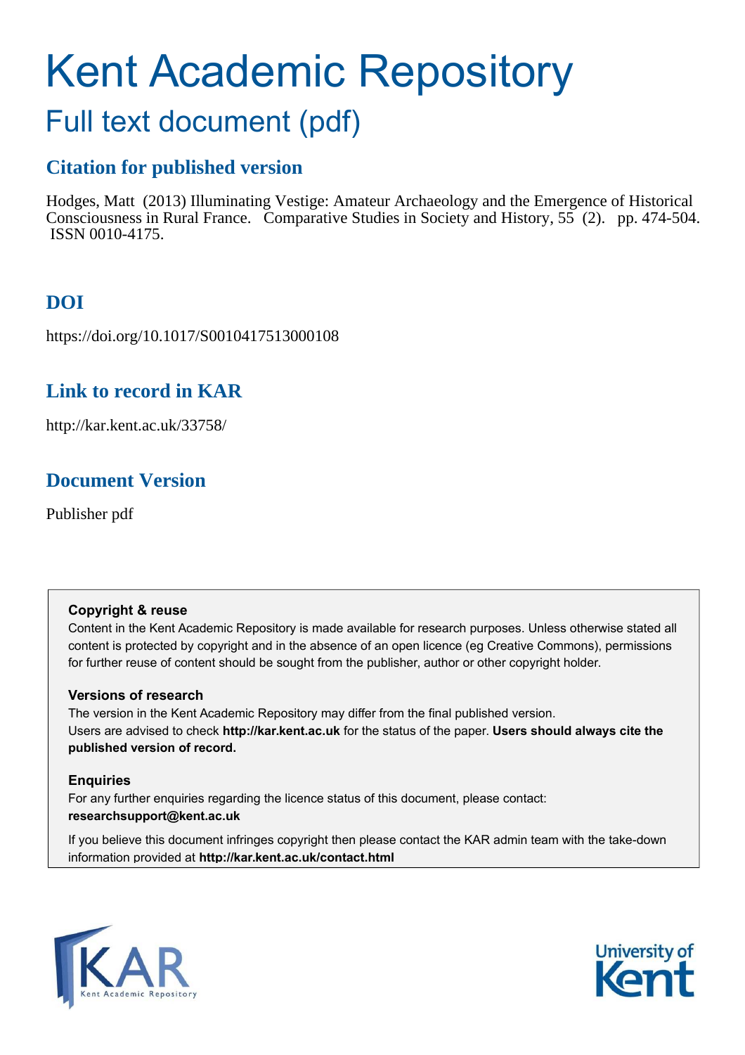# Kent Academic Repository

## Full text document (pdf)

### Citation for published version

Hodges, Matt (2013) Illuminating Vestige: Amateur Archaeology and the Emergence of Historical Consciousness in Rural France. Comparative Studies in Society and History, 55 (2). pp. 474-504. ISSN 0010-4175.

### DOI

https://doi.org/10.1017/S0010417513000108

### Link to record in KAR

http://kar.kent.ac.uk/33758/

### Document Version

Publisher pdf

**Copyright & reuse**

Content in the Kent Academic Repository is made available for research purposes. Unless otherwise stated all content is protected by copyright and in the absence of an open licence (eg Creative Commons), permissions for further reuse of content should be sought from the publisher, author or other copyright holder.

**Versions of research**

The version in the Kent Academic Repository may differ from the final published version. Users are advised to check **http://kar.kent.ac.uk** for the status of the paper. **Users should always cite the published version of record.**

**Enquiries**

For any further enquiries regarding the licence status of this document, please contact: **researchsupport@kent.ac.uk**

If you believe this document infringes copyright then please contact the KAR admin team with the take-down information provided at **http://kar.kent.ac.uk/contact.html**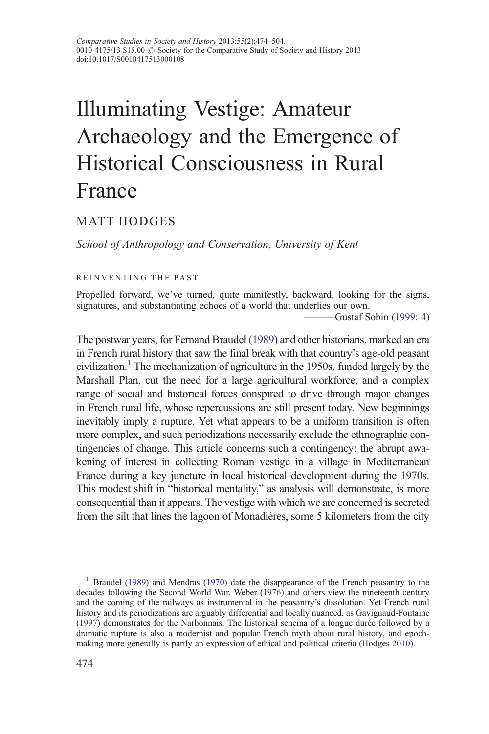# Illuminating Vestige: Amateur Archaeology and the Emergence of Historical Consciousness in Rural France

MATT HODGES

*School of Anthropology and Conservation, University of Kent*

## REINVENTING THE PAST

Propelled forward, we've turned, quite manifestly, backward, looking for the signs, signatures, and substantiating echoes of a world that underlies our own.

———Gustaf Sobin (1999: 4)

The postwar years, for Fernand Braudel (1989) and other historians, marked an era in French rural history that saw the final break with that country's age-old peasant civilization.[1] The mechanization of agriculture in the 1950s, funded largely by the Marshall Plan, cut the need for a large agricultural workforce, and a complex range of social and historical forces conspired to drive through major changes in French rural life, whose repercussions are still present today. New beginnings inevitably imply a rupture. Yet what appears to be a uniform transition is often more complex, and such periodizations necessarily exclude the ethnographic contingencies of change. This article concerns such a contingency: the abrupt awakening of interest in collecting Roman vestige in a village in Mediterranean France during a key juncture in local historical development during the 1970s. This modest shift in "historical mentality," as analysis will demonstrate, is more consequential than it appears. The vestige with which we are concerned is secreted from the silt that lines the lagoon of Monadières, some 5 kilometers from the city

[1] Braudel (1989) and Mendras (1970) date the disappearance of the French peasantry to the decades following the Second World War. Weber (1976) and others view the nineteenth century and the coming of the railways as instrumental in the peasantry's dissolution. Yet French rural history and its periodizations are arguably differential and locally nuanced, as Gavignaud-Fontaine (1997) demonstrates for the Narbonnais. The historical schema of a longue durée followed by a dramatic rupture is also a modernist and popular French myth about rural history, and epoch-making more generally is partly an expression of ethical and political criteria (Hodges 2010).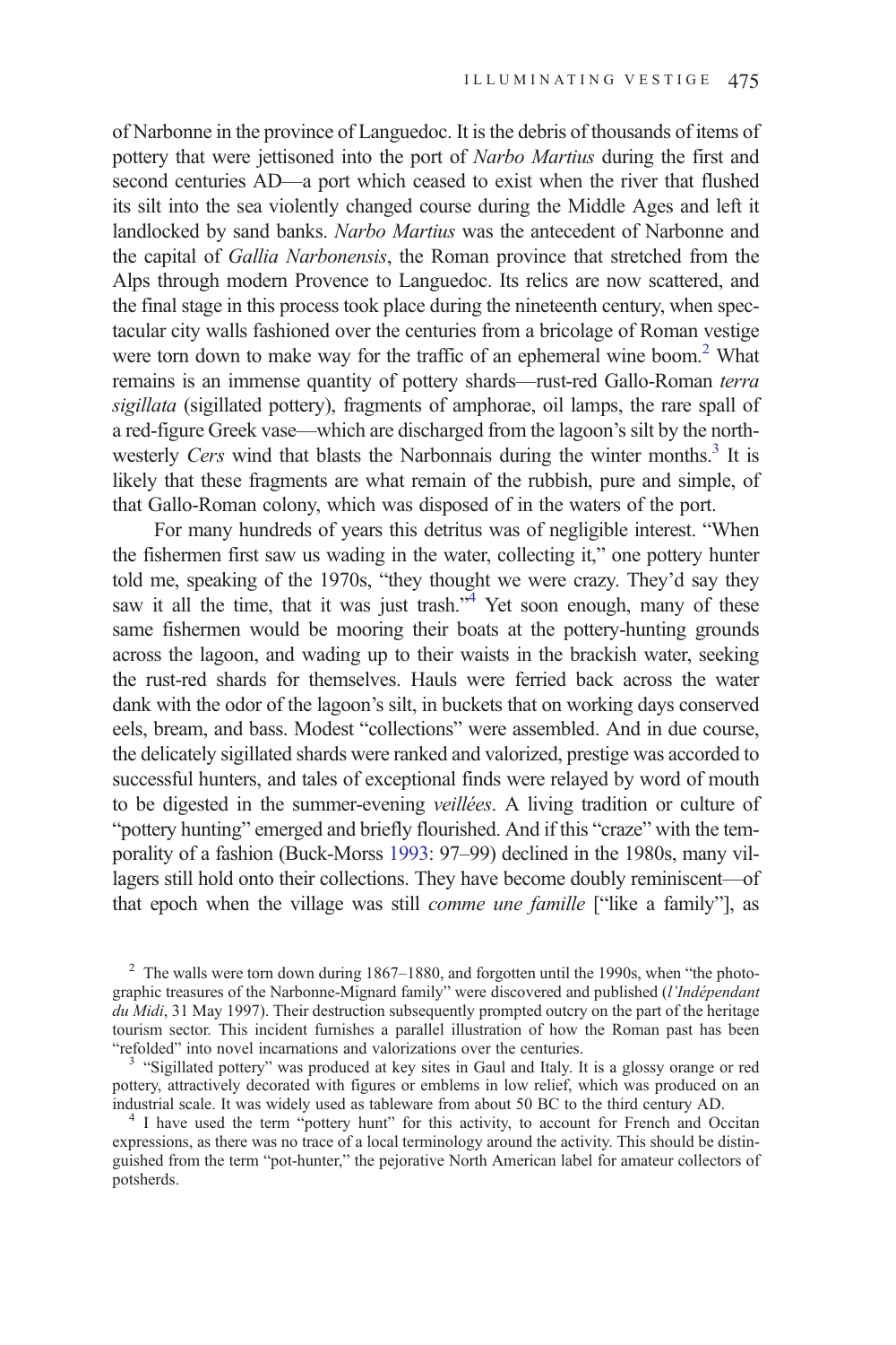of Narbonne in the province of Languedoc. It is the debris of thousands of items of pottery that were jettisoned into the port of *Narbo Martius* during the first and second centuries AD—a port which ceased to exist when the river that flushed its silt into the sea violently changed course during the Middle Ages and left it landlocked by sand banks. *Narbo Martius* was the antecedent of Narbonne and the capital of *Gallia Narbonensis*, the Roman province that stretched from the Alps through modern Provence to Languedoc. Its relics are now scattered, and the final stage in this process took place during the nineteenth century, when spectacular city walls fashioned over the centuries from a bricolage of Roman vestige were torn down to make way for the traffic of an ephemeral wine boom.[2] What remains is an immense quantity of pottery shards—rust-red Gallo-Roman *terra sigillata* (sigillated pottery), fragments of amphorae, oil lamps, the rare spall of a red-figure Greek vase—which are discharged from the lagoon's silt by the northwesterly *Cers* wind that blasts the Narbonnais during the winter months.[3] It is likely that these fragments are what remain of the rubbish, pure and simple, of that Gallo-Roman colony, which was disposed of in the waters of the port.

For many hundreds of years this detritus was of negligible interest. "When the fishermen first saw us wading in the water, collecting it," one pottery hunter told me, speaking of the 1970s, "they thought we were crazy. They'd say they saw it all the time, that it was just trash."[4] Yet soon enough, many of these same fishermen would be mooring their boats at the pottery-hunting grounds across the lagoon, and wading up to their waists in the brackish water, seeking the rust-red shards for themselves. Hauls were ferried back across the water dank with the odor of the lagoon's silt, in buckets that on working days conserved eels, bream, and bass. Modest "collections" were assembled. And in due course, the delicately sigillated shards were ranked and valorized, prestige was accorded to successful hunters, and tales of exceptional finds were relayed by word of mouth to be digested in the summer-evening *veillées*. A living tradition or culture of "pottery hunting" emerged and briefly flourished. And if this "craze" with the temporality of a fashion (Buck-Morss 1993: 97–99) declined in the 1980s, many villagers still hold onto their collections. They have become doubly reminiscent—of that epoch when the village was still *comme une famille* ["like a family"], as

[2] The walls were torn down during 1867–1880, and forgotten until the 1990s, when "the photographic treasures of the Narbonne-Mignard family" were discovered and published (*l'Indépendant du Midi*, 31 May 1997). Their destruction subsequently prompted outcry on the part of the heritage tourism sector. This incident furnishes a parallel illustration of how the Roman past has been "refolded" into novel incarnations and valorizations over the centuries.

[3] "Sigillated pottery" was produced at key sites in Gaul and Italy. It is a glossy orange or red pottery, attractively decorated with figures or emblems in low relief, which was produced on an industrial scale. It was widely used as tableware from about 50 BC to the third century AD.

[4] I have used the term "pottery hunt" for this activity, to account for French and Occitan expressions, as there was no trace of a local terminology around the activity. This should be distinguished from the term "pot-hunter," the pejorative North American label for amateur collectors of potsherds.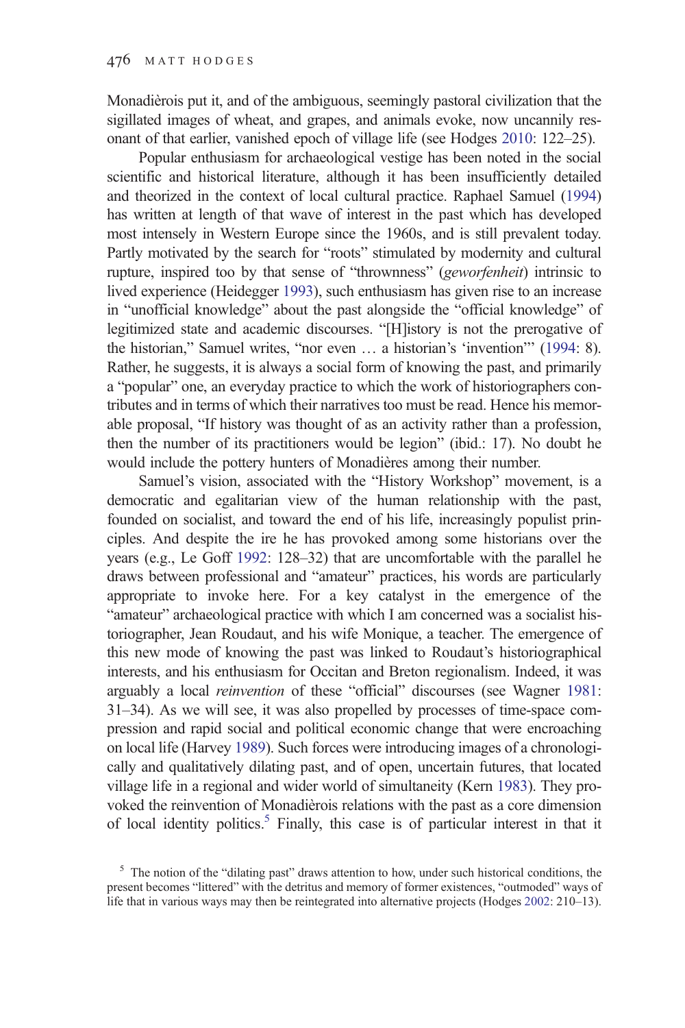Monadièrois put it, and of the ambiguous, seemingly pastoral civilization that the sigillated images of wheat, and grapes, and animals evoke, now uncannily resonant of that earlier, vanished epoch of village life (see Hodges 2010: 122–25).

Popular enthusiasm for archaeological vestige has been noted in the social scientific and historical literature, although it has been insufficiently detailed and theorized in the context of local cultural practice. Raphael Samuel (1994) has written at length of that wave of interest in the past which has developed most intensely in Western Europe since the 1960s, and is still prevalent today. Partly motivated by the search for "roots" stimulated by modernity and cultural rupture, inspired too by that sense of "thrownness" (*geworfenheit*) intrinsic to lived experience (Heidegger 1993), such enthusiasm has given rise to an increase in "unofficial knowledge" about the past alongside the "official knowledge" of legitimized state and academic discourses. "[H]istory is not the prerogative of the historian," Samuel writes, "nor even … a historian's 'invention'" (1994: 8). Rather, he suggests, it is always a social form of knowing the past, and primarily a "popular" one, an everyday practice to which the work of historiographers contributes and in terms of which their narratives too must be read. Hence his memorable proposal, "If history was thought of as an activity rather than a profession, then the number of its practitioners would be legion" (ibid.: 17). No doubt he would include the pottery hunters of Monadières among their number.

Samuel's vision, associated with the "History Workshop" movement, is a democratic and egalitarian view of the human relationship with the past, founded on socialist, and toward the end of his life, increasingly populist principles. And despite the ire he has provoked among some historians over the years (e.g., Le Goff 1992: 128–32) that are uncomfortable with the parallel he draws between professional and "amateur" practices, his words are particularly appropriate to invoke here. For a key catalyst in the emergence of the "amateur" archaeological practice with which I am concerned was a socialist historiographer, Jean Roudaut, and his wife Monique, a teacher. The emergence of this new mode of knowing the past was linked to Roudaut's historiographical interests, and his enthusiasm for Occitan and Breton regionalism. Indeed, it was arguably a local *reinvention* of these "official" discourses (see Wagner 1981: 31–34). As we will see, it was also propelled by processes of time-space compression and rapid social and political economic change that were encroaching on local life (Harvey 1989). Such forces were introducing images of a chronologically and qualitatively dilating past, and of open, uncertain futures, that located village life in a regional and wider world of simultaneity (Kern 1983). They provoked the reinvention of Monadièrois relations with the past as a core dimension of local identity politics.[5] Finally, this case is of particular interest in that it

[5] The notion of the "dilating past" draws attention to how, under such historical conditions, the present becomes "littered" with the detritus and memory of former existences, "outmoded" ways of life that in various ways may then be reintegrated into alternative projects (Hodges 2002: 210–13).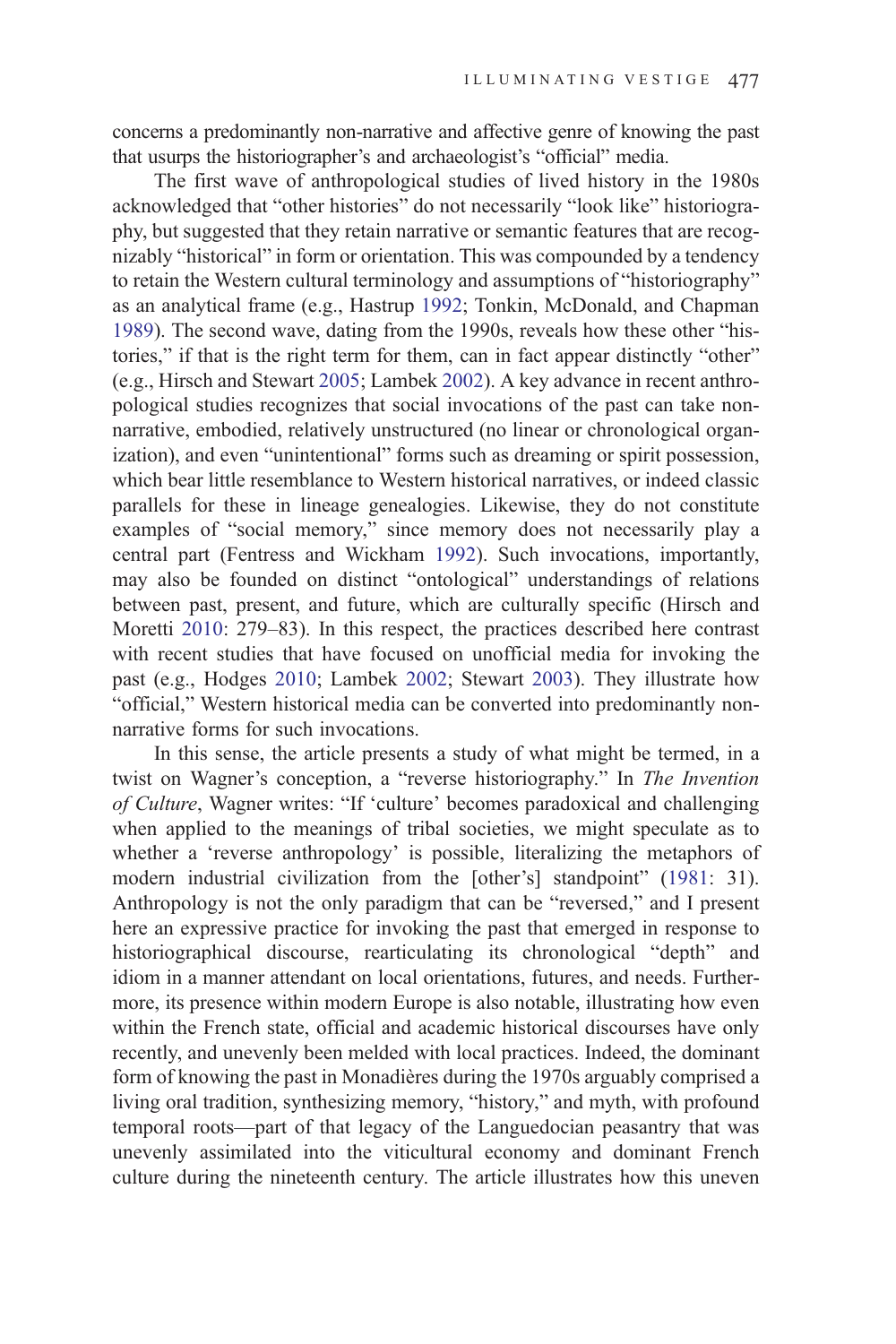concerns a predominantly non-narrative and affective genre of knowing the past that usurps the historiographer's and archaeologist's "official" media.

The first wave of anthropological studies of lived history in the 1980s acknowledged that "other histories" do not necessarily "look like" historiography, but suggested that they retain narrative or semantic features that are recognizably "historical" in form or orientation. This was compounded by a tendency to retain the Western cultural terminology and assumptions of "historiography" as an analytical frame (e.g., Hastrup 1992; Tonkin, McDonald, and Chapman 1989). The second wave, dating from the 1990s, reveals how these other "histories," if that is the right term for them, can in fact appear distinctly "other" (e.g., Hirsch and Stewart 2005; Lambek 2002). A key advance in recent anthropological studies recognizes that social invocations of the past can take non-narrative, embodied, relatively unstructured (no linear or chronological organization), and even "unintentional" forms such as dreaming or spirit possession, which bear little resemblance to Western historical narratives, or indeed classic parallels for these in lineage genealogies. Likewise, they do not constitute examples of "social memory," since memory does not necessarily play a central part (Fentress and Wickham 1992). Such invocations, importantly, may also be founded on distinct "ontological" understandings of relations between past, present, and future, which are culturally specific (Hirsch and Moretti 2010: 279–83). In this respect, the practices described here contrast with recent studies that have focused on unofficial media for invoking the past (e.g., Hodges 2010; Lambek 2002; Stewart 2003). They illustrate how "official," Western historical media can be converted into predominantly non-narrative forms for such invocations.

In this sense, the article presents a study of what might be termed, in a twist on Wagner's conception, a "reverse historiography." In *The Invention of Culture*, Wagner writes: "If 'culture' becomes paradoxical and challenging when applied to the meanings of tribal societies, we might speculate as to whether a 'reverse anthropology' is possible, literalizing the metaphors of modern industrial civilization from the [other's] standpoint" (1981: 31). Anthropology is not the only paradigm that can be "reversed," and I present here an expressive practice for invoking the past that emerged in response to historiographical discourse, rearticulating its chronological "depth" and idiom in a manner attendant on local orientations, futures, and needs. Furthermore, its presence within modern Europe is also notable, illustrating how even within the French state, official and academic historical discourses have only recently, and unevenly been melded with local practices. Indeed, the dominant form of knowing the past in Monadières during the 1970s arguably comprised a living oral tradition, synthesizing memory, "history," and myth, with profound temporal roots—part of that legacy of the Languedocian peasantry that was unevenly assimilated into the viticultural economy and dominant French culture during the nineteenth century. The article illustrates how this uneven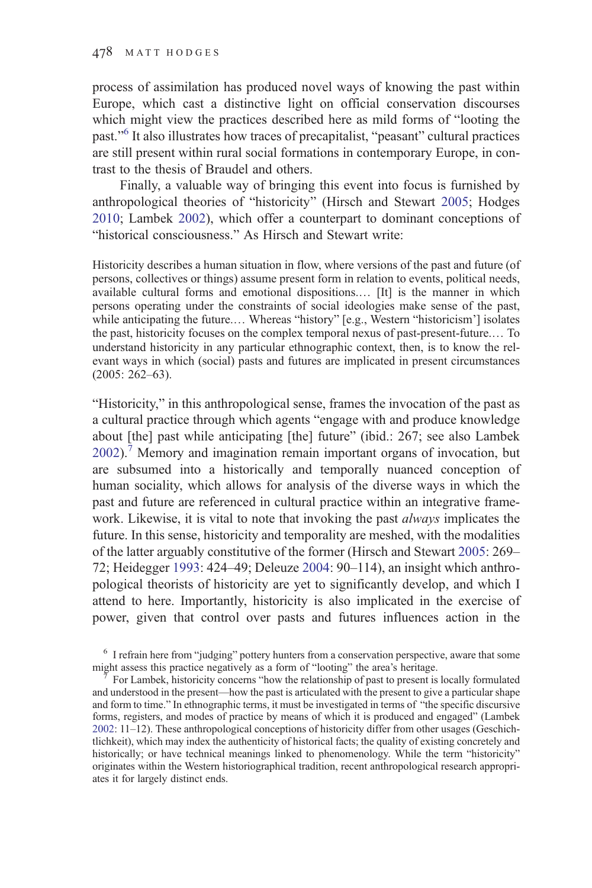process of assimilation has produced novel ways of knowing the past within Europe, which cast a distinctive light on official conservation discourses which might view the practices described here as mild forms of "looting the past."[6] It also illustrates how traces of precapitalist, "peasant" cultural practices are still present within rural social formations in contemporary Europe, in contrast to the thesis of Braudel and others.

Finally, a valuable way of bringing this event into focus is furnished by anthropological theories of "historicity" (Hirsch and Stewart 2005; Hodges 2010; Lambek 2002), which offer a counterpart to dominant conceptions of "historical consciousness." As Hirsch and Stewart write:

> Historicity describes a human situation in flow, where versions of the past and future (of persons, collectives or things) assume present form in relation to events, political needs, available cultural forms and emotional dispositions.… [It] is the manner in which persons operating under the constraints of social ideologies make sense of the past, while anticipating the future.… Whereas "history" [e.g., Western "historicism"] isolates the past, historicity focuses on the complex temporal nexus of past-present-future.… To understand historicity in any particular ethnographic context, then, is to know the relevant ways in which (social) pasts and futures are implicated in present circumstances (2005: 262–63).

"Historicity," in this anthropological sense, frames the invocation of the past as a cultural practice through which agents "engage with and produce knowledge about [the] past while anticipating [the] future" (ibid.: 267; see also Lambek 2002).[7] Memory and imagination remain important organs of invocation, but are subsumed into a historically and temporally nuanced conception of human sociality, which allows for analysis of the diverse ways in which the past and future are referenced in cultural practice within an integrative framework. Likewise, it is vital to note that invoking the past *always* implicates the future. In this sense, historicity and temporality are meshed, with the modalities of the latter arguably constitutive of the former (Hirsch and Stewart 2005: 269–72; Heidegger 1993: 424–49; Deleuze 2004: 90–114), an insight which anthropological theorists of historicity are yet to significantly develop, and which I attend to here. Importantly, historicity is also implicated in the exercise of power, given that control over pasts and futures influences action in the

[6] I refrain here from "judging" pottery hunters from a conservation perspective, aware that some might assess this practice negatively as a form of "looting" the area's heritage.

[7] For Lambek, historicity concerns "how the relationship of past to present is locally formulated and understood in the present—how the past is articulated with the present to give a particular shape and form to time." In ethnographic terms, it must be investigated in terms of "the specific discursive forms, registers, and modes of practice by means of which it is produced and engaged" (Lambek 2002: 11–12). These anthropological conceptions of historicity differ from other usages (Geschichtlichkeit), which may index the authenticity of historical facts; the quality of existing concretely and historically; or have technical meanings linked to phenomenology. While the term "historicity" originates within the Western historiographical tradition, recent anthropological research appropriates it for largely distinct ends.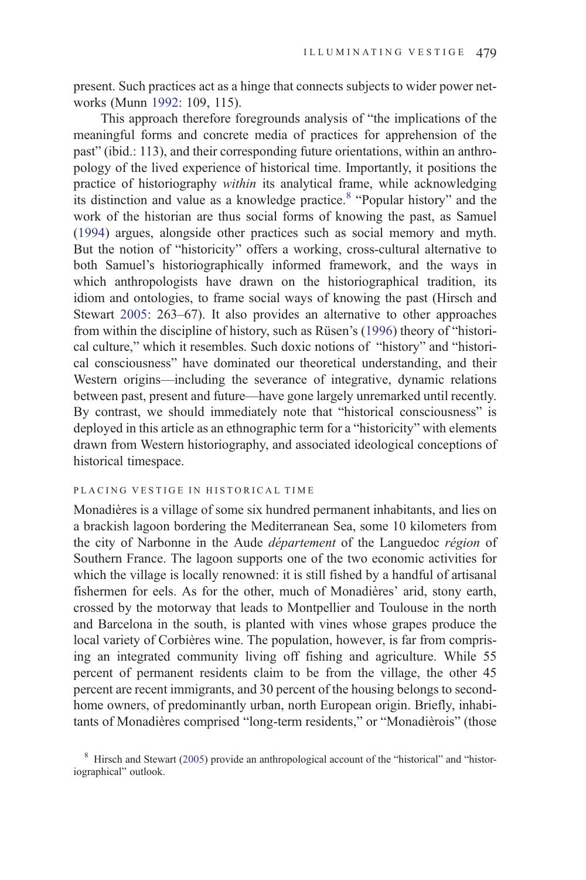present. Such practices act as a hinge that connects subjects to wider power networks (Munn 1992: 109, 115).

This approach therefore foregrounds analysis of "the implications of the meaningful forms and concrete media of practices for apprehension of the past" (ibid.: 113), and their corresponding future orientations, within an anthropology of the lived experience of historical time. Importantly, it positions the practice of historiography *within* its analytical frame, while acknowledging its distinction and value as a knowledge practice.[8] "Popular history" and the work of the historian are thus social forms of knowing the past, as Samuel (1994) argues, alongside other practices such as social memory and myth. But the notion of "historicity" offers a working, cross-cultural alternative to both Samuel's historiographically informed framework, and the ways in which anthropologists have drawn on the historiographical tradition, its idiom and ontologies, to frame social ways of knowing the past (Hirsch and Stewart 2005: 263–67). It also provides an alternative to other approaches from within the discipline of history, such as Rüsen's (1996) theory of "historical culture," which it resembles. Such doxic notions of "history" and "historical consciousness" have dominated our theoretical understanding, and their Western origins—including the severance of integrative, dynamic relations between past, present and future—have gone largely unremarked until recently. By contrast, we should immediately note that "historical consciousness" is deployed in this article as an ethnographic term for a "historicity" with elements drawn from Western historiography, and associated ideological conceptions of historical timespace.

## PLACING VESTIGE IN HISTORICAL TIME

Monadières is a village of some six hundred permanent inhabitants, and lies on a brackish lagoon bordering the Mediterranean Sea, some 10 kilometers from the city of Narbonne in the Aude *département* of the Languedoc *région* of Southern France. The lagoon supports one of the two economic activities for which the village is locally renowned: it is still fished by a handful of artisanal fishermen for eels. As for the other, much of Monadières' arid, stony earth, crossed by the motorway that leads to Montpellier and Toulouse in the north and Barcelona in the south, is planted with vines whose grapes produce the local variety of Corbières wine. The population, however, is far from comprising an integrated community living off fishing and agriculture. While 55 percent of permanent residents claim to be from the village, the other 45 percent are recent immigrants, and 30 percent of the housing belongs to second-home owners, of predominantly urban, north European origin. Briefly, inhabitants of Monadières comprised "long-term residents," or "Monadièrois" (those

[8] Hirsch and Stewart (2005) provide an anthropological account of the "historical" and "historiographical" outlook.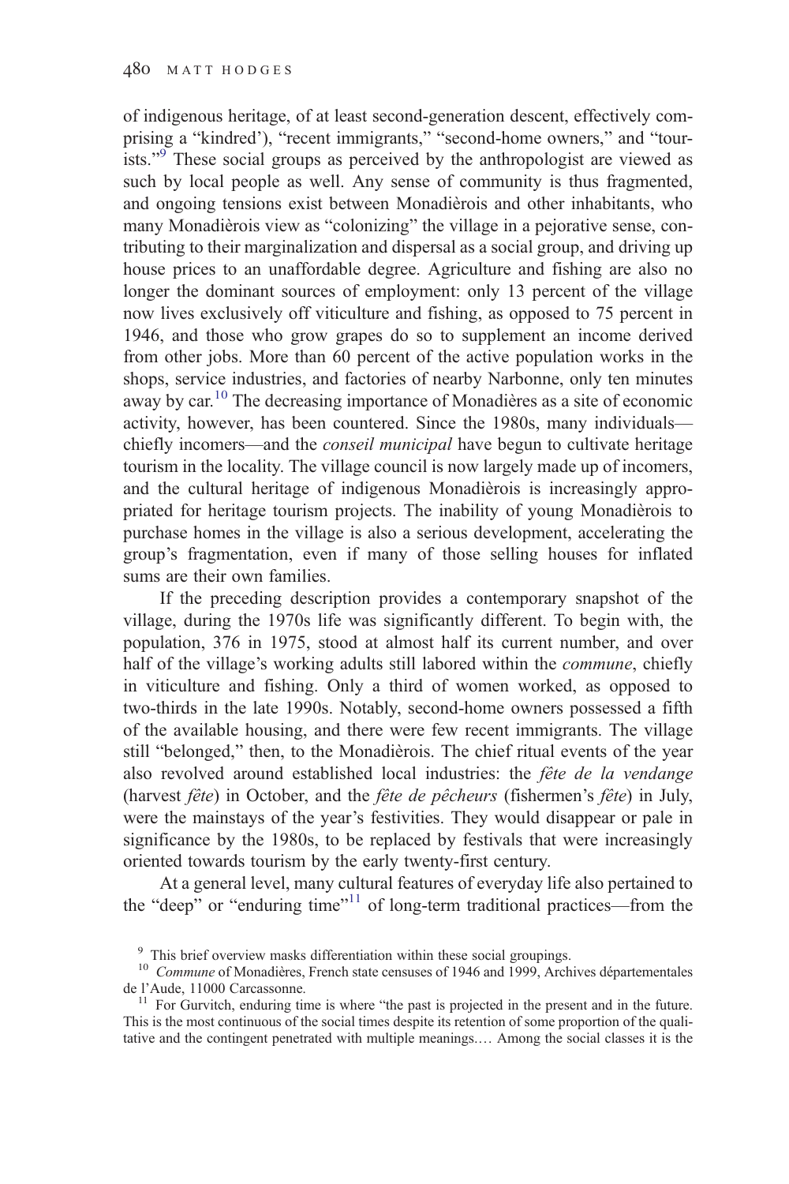of indigenous heritage, of at least second-generation descent, effectively comprising a "kindred'), "recent immigrants," "second-home owners," and "tourists."[9] These social groups as perceived by the anthropologist are viewed as such by local people as well. Any sense of community is thus fragmented, and ongoing tensions exist between Monadièrois and other inhabitants, who many Monadièrois view as "colonizing" the village in a pejorative sense, contributing to their marginalization and dispersal as a social group, and driving up house prices to an unaffordable degree. Agriculture and fishing are also no longer the dominant sources of employment: only 13 percent of the village now lives exclusively off viticulture and fishing, as opposed to 75 percent in 1946, and those who grow grapes do so to supplement an income derived from other jobs. More than 60 percent of the active population works in the shops, service industries, and factories of nearby Narbonne, only ten minutes away by car.[10] The decreasing importance of Monadières as a site of economic activity, however, has been countered. Since the 1980s, many individuals—chiefly incomers—and the *conseil municipal* have begun to cultivate heritage tourism in the locality. The village council is now largely made up of incomers, and the cultural heritage of indigenous Monadièrois is increasingly appropriated for heritage tourism projects. The inability of young Monadièrois to purchase homes in the village is also a serious development, accelerating the group's fragmentation, even if many of those selling houses for inflated sums are their own families.

If the preceding description provides a contemporary snapshot of the village, during the 1970s life was significantly different. To begin with, the population, 376 in 1975, stood at almost half its current number, and over half of the village's working adults still labored within the *commune*, chiefly in viticulture and fishing. Only a third of women worked, as opposed to two-thirds in the late 1990s. Notably, second-home owners possessed a fifth of the available housing, and there were few recent immigrants. The village still "belonged," then, to the Monadièrois. The chief ritual events of the year also revolved around established local industries: the *fête de la vendange* (harvest *fête*) in October, and the *fête de pêcheurs* (fishermen's *fête*) in July, were the mainstays of the year's festivities. They would disappear or pale in significance by the 1980s, to be replaced by festivals that were increasingly oriented towards tourism by the early twenty-first century.

At a general level, many cultural features of everyday life also pertained to the "deep" or "enduring time"[11] of long-term traditional practices—from the

[9] This brief overview masks differentiation within these social groupings.

[10] *Commune* of Monadières, French state censuses of 1946 and 1999, Archives départementales de l'Aude, 11000 Carcassonne.

[11] For Gurvitch, enduring time is where "the past is projected in the present and in the future. This is the most continuous of the social times despite its retention of some proportion of the qualitative and the contingent penetrated with multiple meanings.… Among the social classes it is the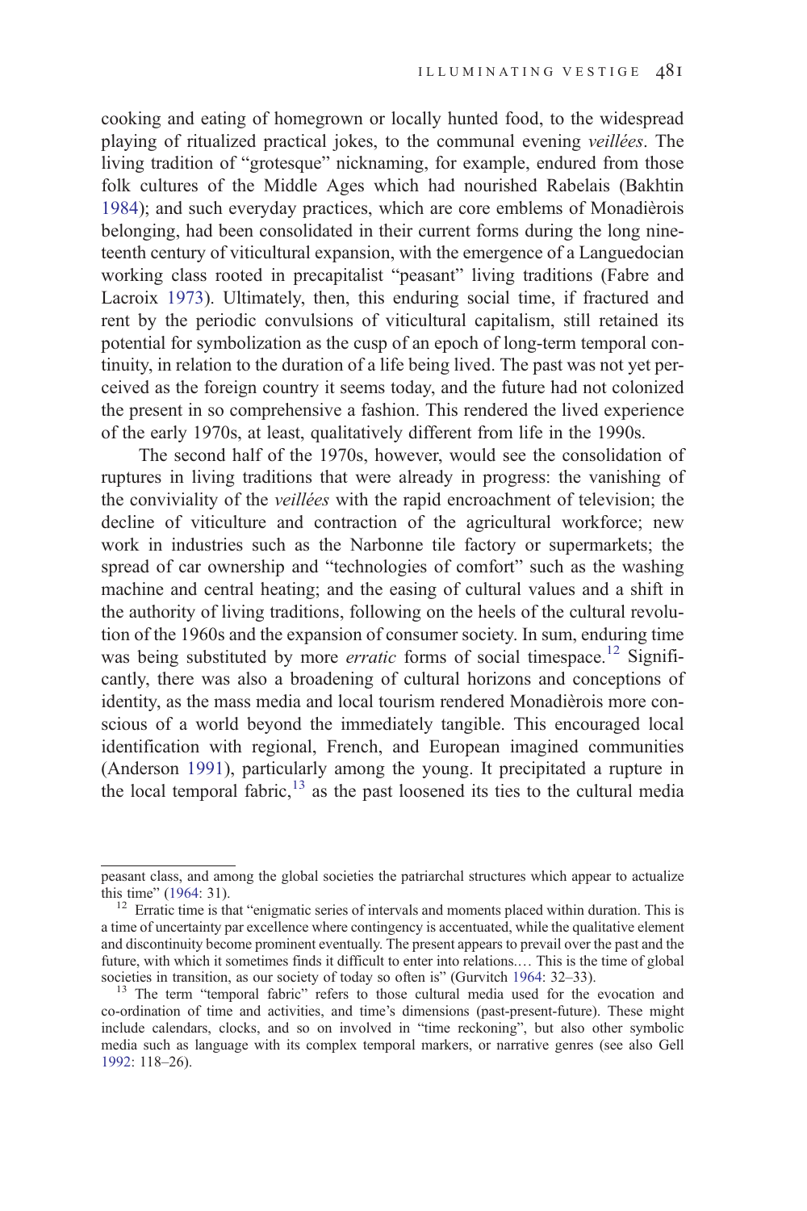cooking and eating of homegrown or locally hunted food, to the widespread playing of ritualized practical jokes, to the communal evening *veillées*. The living tradition of "grotesque" nicknaming, for example, endured from those folk cultures of the Middle Ages which had nourished Rabelais (Bakhtin 1984); and such everyday practices, which are core emblems of Monadièrois belonging, had been consolidated in their current forms during the long nineteenth century of viticultural expansion, with the emergence of a Languedocian working class rooted in precapitalist "peasant" living traditions (Fabre and Lacroix 1973). Ultimately, then, this enduring social time, if fractured and rent by the periodic convulsions of viticultural capitalism, still retained its potential for symbolization as the cusp of an epoch of long-term temporal continuity, in relation to the duration of a life being lived. The past was not yet perceived as the foreign country it seems today, and the future had not colonized the present in so comprehensive a fashion. This rendered the lived experience of the early 1970s, at least, qualitatively different from life in the 1990s.

The second half of the 1970s, however, would see the consolidation of ruptures in living traditions that were already in progress: the vanishing of the conviviality of the *veillées* with the rapid encroachment of television; the decline of viticulture and contraction of the agricultural workforce; new work in industries such as the Narbonne tile factory or supermarkets; the spread of car ownership and "technologies of comfort" such as the washing machine and central heating; and the easing of cultural values and a shift in the authority of living traditions, following on the heels of the cultural revolution of the 1960s and the expansion of consumer society. In sum, enduring time was being substituted by more *erratic* forms of social timespace.[12] Significantly, there was also a broadening of cultural horizons and conceptions of identity, as the mass media and local tourism rendered Monadièrois more conscious of a world beyond the immediately tangible. This encouraged local identification with regional, French, and European imagined communities (Anderson 1991), particularly among the young. It precipitated a rupture in the local temporal fabric,[13] as the past loosened its ties to the cultural media

---

peasant class, and among the global societies the patriarchal structures which appear to actualize this time" (1964: 31).

[12] Erratic time is that "enigmatic series of intervals and moments placed within duration. This is a time of uncertainty par excellence where contingency is accentuated, while the qualitative element and discontinuity become prominent eventually. The present appears to prevail over the past and the future, with which it sometimes finds it difficult to enter into relations.… This is the time of global societies in transition, as our society of today so often is" (Gurvitch 1964: 32–33).

[13] The term "temporal fabric" refers to those cultural media used for the evocation and co-ordination of time and activities, and time's dimensions (past-present-future). These might include calendars, clocks, and so on involved in "time reckoning", but also other symbolic media such as language with its complex temporal markers, or narrative genres (see also Gell 1992: 118–26).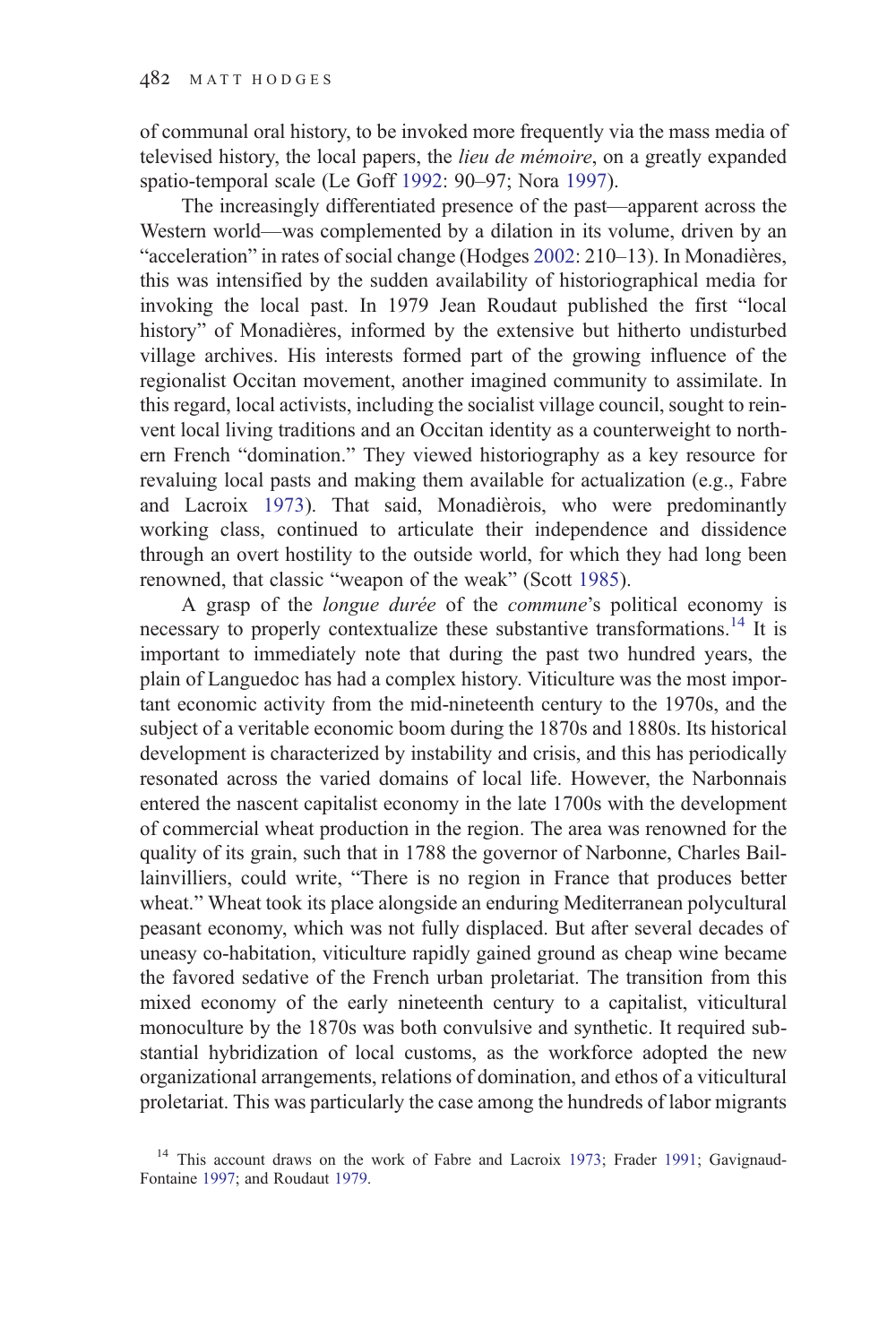of communal oral history, to be invoked more frequently via the mass media of televised history, the local papers, the *lieu de mémoire*, on a greatly expanded spatio-temporal scale (Le Goff 1992: 90–97; Nora 1997).

The increasingly differentiated presence of the past—apparent across the Western world—was complemented by a dilation in its volume, driven by an "acceleration" in rates of social change (Hodges 2002: 210–13). In Monadières, this was intensified by the sudden availability of historiographical media for invoking the local past. In 1979 Jean Roudaut published the first "local history" of Monadières, informed by the extensive but hitherto undisturbed village archives. His interests formed part of the growing influence of the regionalist Occitan movement, another imagined community to assimilate. In this regard, local activists, including the socialist village council, sought to reinvent local living traditions and an Occitan identity as a counterweight to northern French "domination." They viewed historiography as a key resource for revaluing local pasts and making them available for actualization (e.g., Fabre and Lacroix 1973). That said, Monadièrois, who were predominantly working class, continued to articulate their independence and dissidence through an overt hostility to the outside world, for which they had long been renowned, that classic "weapon of the weak" (Scott 1985).

A grasp of the *longue durée* of the *commune*'s political economy is necessary to properly contextualize these substantive transformations.[14] It is important to immediately note that during the past two hundred years, the plain of Languedoc has had a complex history. Viticulture was the most important economic activity from the mid-nineteenth century to the 1970s, and the subject of a veritable economic boom during the 1870s and 1880s. Its historical development is characterized by instability and crisis, and this has periodically resonated across the varied domains of local life. However, the Narbonnais entered the nascent capitalist economy in the late 1700s with the development of commercial wheat production in the region. The area was renowned for the quality of its grain, such that in 1788 the governor of Narbonne, Charles Baillainvilliers, could write, "There is no region in France that produces better wheat." Wheat took its place alongside an enduring Mediterranean polycultural peasant economy, which was not fully displaced. But after several decades of uneasy co-habitation, viticulture rapidly gained ground as cheap wine became the favored sedative of the French urban proletariat. The transition from this mixed economy of the early nineteenth century to a capitalist, viticultural monoculture by the 1870s was both convulsive and synthetic. It required substantial hybridization of local customs, as the workforce adopted the new organizational arrangements, relations of domination, and ethos of a viticultural proletariat. This was particularly the case among the hundreds of labor migrants

[14] This account draws on the work of Fabre and Lacroix 1973; Frader 1991; Gavignaud-Fontaine 1997; and Roudaut 1979.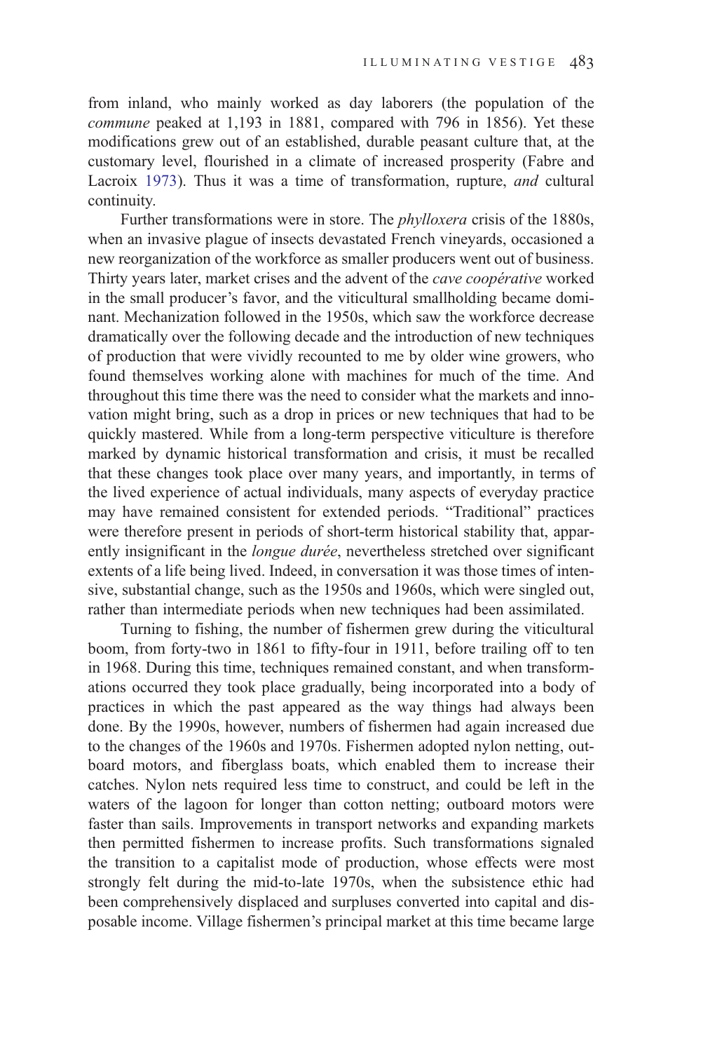from inland, who mainly worked as day laborers (the population of the *commune* peaked at 1,193 in 1881, compared with 796 in 1856). Yet these modifications grew out of an established, durable peasant culture that, at the customary level, flourished in a climate of increased prosperity (Fabre and Lacroix 1973). Thus it was a time of transformation, rupture, *and* cultural continuity.

Further transformations were in store. The *phylloxera* crisis of the 1880s, when an invasive plague of insects devastated French vineyards, occasioned a new reorganization of the workforce as smaller producers went out of business. Thirty years later, market crises and the advent of the *cave coopérative* worked in the small producer's favor, and the viticultural smallholding became dominant. Mechanization followed in the 1950s, which saw the workforce decrease dramatically over the following decade and the introduction of new techniques of production that were vividly recounted to me by older wine growers, who found themselves working alone with machines for much of the time. And throughout this time there was the need to consider what the markets and innovation might bring, such as a drop in prices or new techniques that had to be quickly mastered. While from a long-term perspective viticulture is therefore marked by dynamic historical transformation and crisis, it must be recalled that these changes took place over many years, and importantly, in terms of the lived experience of actual individuals, many aspects of everyday practice may have remained consistent for extended periods. "Traditional" practices were therefore present in periods of short-term historical stability that, apparently insignificant in the *longue durée*, nevertheless stretched over significant extents of a life being lived. Indeed, in conversation it was those times of intensive, substantial change, such as the 1950s and 1960s, which were singled out, rather than intermediate periods when new techniques had been assimilated.

Turning to fishing, the number of fishermen grew during the viticultural boom, from forty-two in 1861 to fifty-four in 1911, before trailing off to ten in 1968. During this time, techniques remained constant, and when transformations occurred they took place gradually, being incorporated into a body of practices in which the past appeared as the way things had always been done. By the 1990s, however, numbers of fishermen had again increased due to the changes of the 1960s and 1970s. Fishermen adopted nylon netting, outboard motors, and fiberglass boats, which enabled them to increase their catches. Nylon nets required less time to construct, and could be left in the waters of the lagoon for longer than cotton netting; outboard motors were faster than sails. Improvements in transport networks and expanding markets then permitted fishermen to increase profits. Such transformations signaled the transition to a capitalist mode of production, whose effects were most strongly felt during the mid-to-late 1970s, when the subsistence ethic had been comprehensively displaced and surpluses converted into capital and disposable income. Village fishermen's principal market at this time became large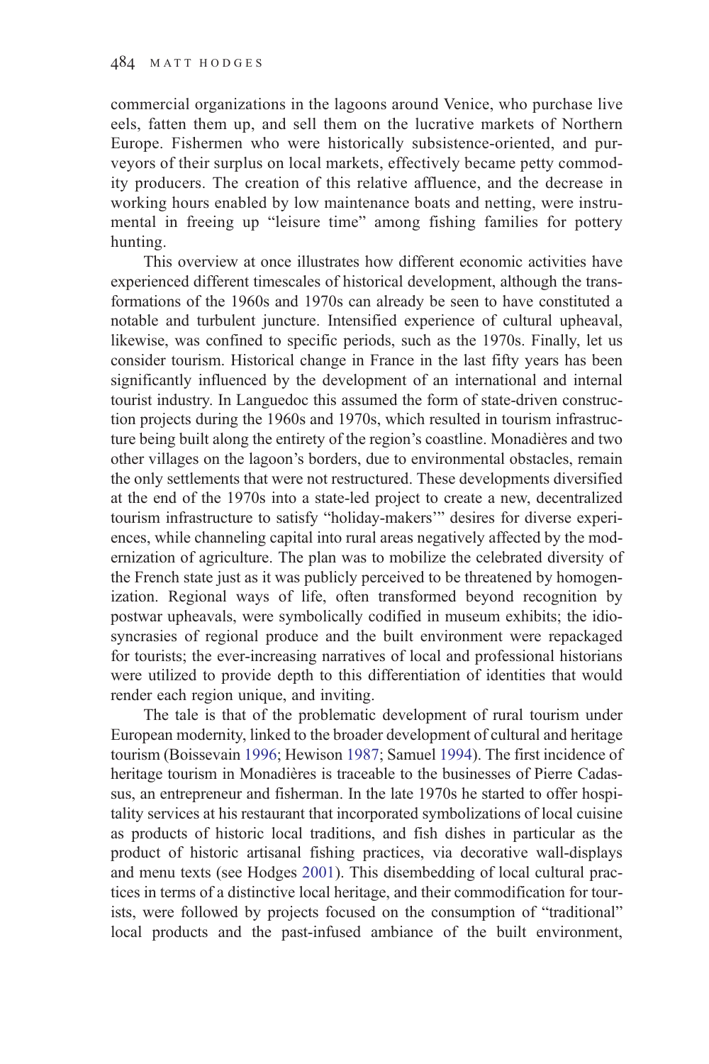commercial organizations in the lagoons around Venice, who purchase live eels, fatten them up, and sell them on the lucrative markets of Northern Europe. Fishermen who were historically subsistence-oriented, and purveyors of their surplus on local markets, effectively became petty commodity producers. The creation of this relative affluence, and the decrease in working hours enabled by low maintenance boats and netting, were instrumental in freeing up "leisure time" among fishing families for pottery hunting.

This overview at once illustrates how different economic activities have experienced different timescales of historical development, although the transformations of the 1960s and 1970s can already be seen to have constituted a notable and turbulent juncture. Intensified experience of cultural upheaval, likewise, was confined to specific periods, such as the 1970s. Finally, let us consider tourism. Historical change in France in the last fifty years has been significantly influenced by the development of an international and internal tourist industry. In Languedoc this assumed the form of state-driven construction projects during the 1960s and 1970s, which resulted in tourism infrastructure being built along the entirety of the region's coastline. Monadières and two other villages on the lagoon's borders, due to environmental obstacles, remain the only settlements that were not restructured. These developments diversified at the end of the 1970s into a state-led project to create a new, decentralized tourism infrastructure to satisfy "holiday-makers'" desires for diverse experiences, while channeling capital into rural areas negatively affected by the modernization of agriculture. The plan was to mobilize the celebrated diversity of the French state just as it was publicly perceived to be threatened by homogenization. Regional ways of life, often transformed beyond recognition by postwar upheavals, were symbolically codified in museum exhibits; the idiosyncrasies of regional produce and the built environment were repackaged for tourists; the ever-increasing narratives of local and professional historians were utilized to provide depth to this differentiation of identities that would render each region unique, and inviting.

The tale is that of the problematic development of rural tourism under European modernity, linked to the broader development of cultural and heritage tourism (Boissevain 1996; Hewison 1987; Samuel 1994). The first incidence of heritage tourism in Monadières is traceable to the businesses of Pierre Cadassus, an entrepreneur and fisherman. In the late 1970s he started to offer hospitality services at his restaurant that incorporated symbolizations of local cuisine as products of historic local traditions, and fish dishes in particular as the product of historic artisanal fishing practices, via decorative wall-displays and menu texts (see Hodges 2001). This disembedding of local cultural practices in terms of a distinctive local heritage, and their commodification for tourists, were followed by projects focused on the consumption of "traditional" local products and the past-infused ambiance of the built environment,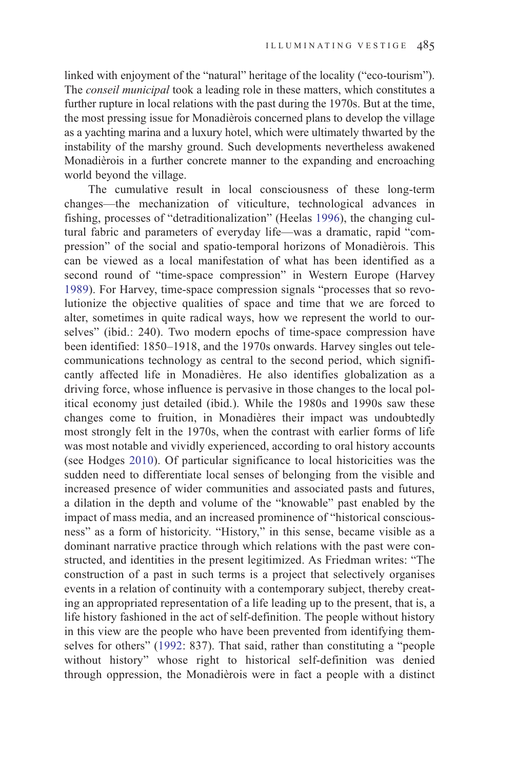linked with enjoyment of the "natural" heritage of the locality ("eco-tourism"). The *conseil municipal* took a leading role in these matters, which constitutes a further rupture in local relations with the past during the 1970s. But at the time, the most pressing issue for Monadièrois concerned plans to develop the village as a yachting marina and a luxury hotel, which were ultimately thwarted by the instability of the marshy ground. Such developments nevertheless awakened Monadièrois in a further concrete manner to the expanding and encroaching world beyond the village.

The cumulative result in local consciousness of these long-term changes—the mechanization of viticulture, technological advances in fishing, processes of "detraditionalization" (Heelas 1996), the changing cultural fabric and parameters of everyday life—was a dramatic, rapid "compression" of the social and spatio-temporal horizons of Monadièrois. This can be viewed as a local manifestation of what has been identified as a second round of "time-space compression" in Western Europe (Harvey 1989). For Harvey, time-space compression signals "processes that so revolutionize the objective qualities of space and time that we are forced to alter, sometimes in quite radical ways, how we represent the world to ourselves" (ibid.: 240). Two modern epochs of time-space compression have been identified: 1850–1918, and the 1970s onwards. Harvey singles out telecommunications technology as central to the second period, which significantly affected life in Monadières. He also identifies globalization as a driving force, whose influence is pervasive in those changes to the local political economy just detailed (ibid.). While the 1980s and 1990s saw these changes come to fruition, in Monadières their impact was undoubtedly most strongly felt in the 1970s, when the contrast with earlier forms of life was most notable and vividly experienced, according to oral history accounts (see Hodges 2010). Of particular significance to local historicities was the sudden need to differentiate local senses of belonging from the visible and increased presence of wider communities and associated pasts and futures, a dilation in the depth and volume of the "knowable" past enabled by the impact of mass media, and an increased prominence of "historical consciousness" as a form of historicity. "History," in this sense, became visible as a dominant narrative practice through which relations with the past were constructed, and identities in the present legitimized. As Friedman writes: "The construction of a past in such terms is a project that selectively organises events in a relation of continuity with a contemporary subject, thereby creating an appropriated representation of a life leading up to the present, that is, a life history fashioned in the act of self-definition. The people without history in this view are the people who have been prevented from identifying themselves for others" (1992: 837). That said, rather than constituting a "people without history" whose right to historical self-definition was denied through oppression, the Monadièrois were in fact a people with a distinct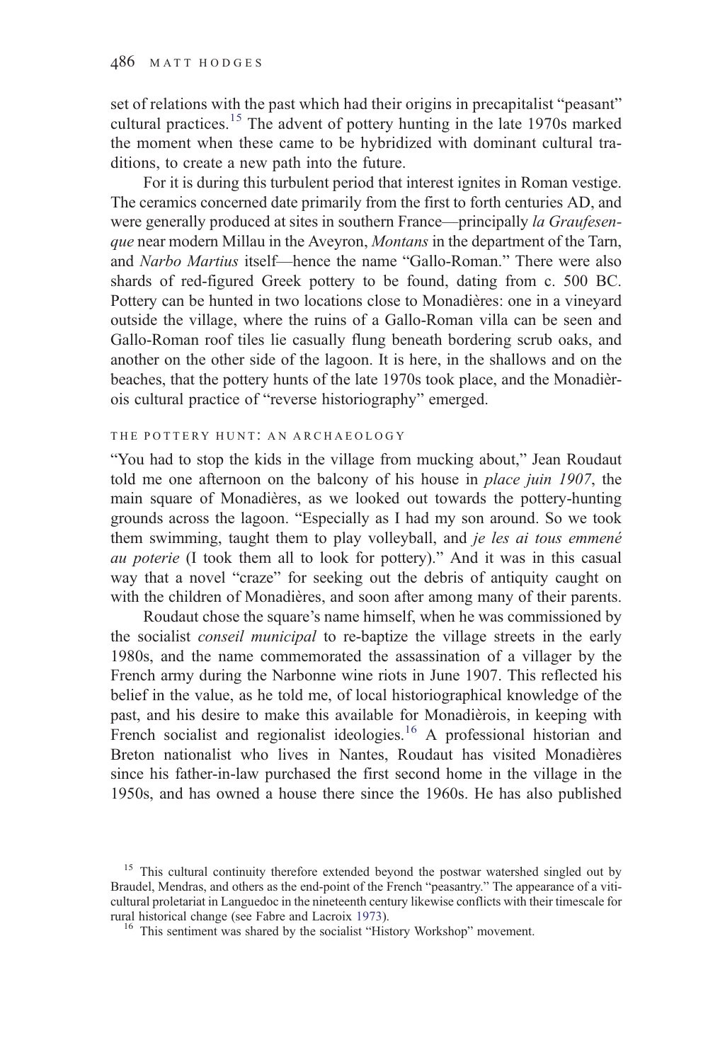set of relations with the past which had their origins in precapitalist "peasant" cultural practices.[15] The advent of pottery hunting in the late 1970s marked the moment when these came to be hybridized with dominant cultural traditions, to create a new path into the future.

For it is during this turbulent period that interest ignites in Roman vestige. The ceramics concerned date primarily from the first to forth centuries AD, and were generally produced at sites in southern France—principally *la Graufesenque* near modern Millau in the Aveyron, *Montans* in the department of the Tarn, and *Narbo Martius* itself—hence the name "Gallo-Roman." There were also shards of red-figured Greek pottery to be found, dating from c. 500 BC. Pottery can be hunted in two locations close to Monadières: one in a vineyard outside the village, where the ruins of a Gallo-Roman villa can be seen and Gallo-Roman roof tiles lie casually flung beneath bordering scrub oaks, and another on the other side of the lagoon. It is here, in the shallows and on the beaches, that the pottery hunts of the late 1970s took place, and the Monadièrois cultural practice of "reverse historiography" emerged.

## THE POTTERY HUNT: AN ARCHAEOLOGY

"You had to stop the kids in the village from mucking about," Jean Roudaut told me one afternoon on the balcony of his house in *place juin 1907*, the main square of Monadières, as we looked out towards the pottery-hunting grounds across the lagoon. "Especially as I had my son around. So we took them swimming, taught them to play volleyball, and *je les ai tous emmené au poterie* (I took them all to look for pottery)." And it was in this casual way that a novel "craze" for seeking out the debris of antiquity caught on with the children of Monadières, and soon after among many of their parents.

Roudaut chose the square's name himself, when he was commissioned by the socialist *conseil municipal* to re-baptize the village streets in the early 1980s, and the name commemorated the assassination of a villager by the French army during the Narbonne wine riots in June 1907. This reflected his belief in the value, as he told me, of local historiographical knowledge of the past, and his desire to make this available for Monadièrois, in keeping with French socialist and regionalist ideologies.[16] A professional historian and Breton nationalist who lives in Nantes, Roudaut has visited Monadières since his father-in-law purchased the first second home in the village in the 1950s, and has owned a house there since the 1960s. He has also published

[15] This cultural continuity therefore extended beyond the postwar watershed singled out by Braudel, Mendras, and others as the end-point of the French "peasantry." The appearance of a viticultural proletariat in Languedoc in the nineteenth century likewise conflicts with their timescale for rural historical change (see Fabre and Lacroix 1973).

[16] This sentiment was shared by the socialist "History Workshop" movement.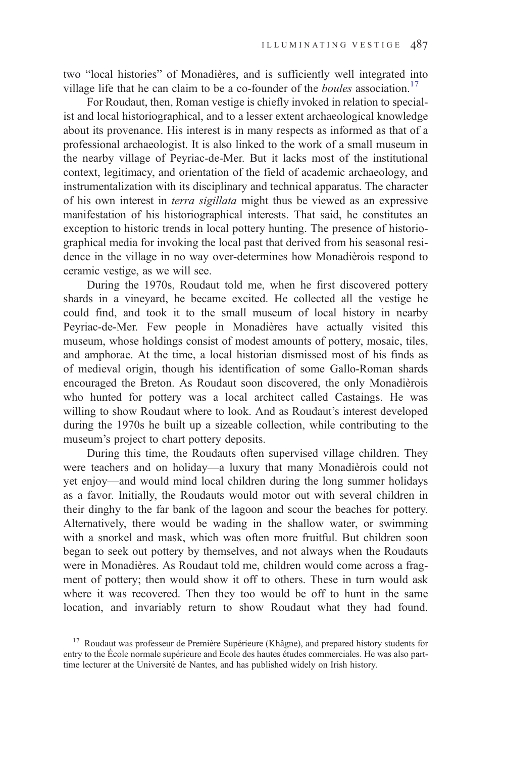two "local histories" of Monadières, and is sufficiently well integrated into village life that he can claim to be a co-founder of the *boules* association.[17]

For Roudaut, then, Roman vestige is chiefly invoked in relation to specialist and local historiographical, and to a lesser extent archaeological knowledge about its provenance. His interest is in many respects as informed as that of a professional archaeologist. It is also linked to the work of a small museum in the nearby village of Peyriac-de-Mer. But it lacks most of the institutional context, legitimacy, and orientation of the field of academic archaeology, and instrumentalization with its disciplinary and technical apparatus. The character of his own interest in *terra sigillata* might thus be viewed as an expressive manifestation of his historiographical interests. That said, he constitutes an exception to historic trends in local pottery hunting. The presence of historiographical media for invoking the local past that derived from his seasonal residence in the village in no way over-determines how Monadièrois respond to ceramic vestige, as we will see.

During the 1970s, Roudaut told me, when he first discovered pottery shards in a vineyard, he became excited. He collected all the vestige he could find, and took it to the small museum of local history in nearby Peyriac-de-Mer. Few people in Monadières have actually visited this museum, whose holdings consist of modest amounts of pottery, mosaic, tiles, and amphorae. At the time, a local historian dismissed most of his finds as of medieval origin, though his identification of some Gallo-Roman shards encouraged the Breton. As Roudaut soon discovered, the only Monadièrois who hunted for pottery was a local architect called Castaings. He was willing to show Roudaut where to look. And as Roudaut's interest developed during the 1970s he built up a sizeable collection, while contributing to the museum's project to chart pottery deposits.

During this time, the Roudauts often supervised village children. They were teachers and on holiday—a luxury that many Monadièrois could not yet enjoy—and would mind local children during the long summer holidays as a favor. Initially, the Roudauts would motor out with several children in their dinghy to the far bank of the lagoon and scour the beaches for pottery. Alternatively, there would be wading in the shallow water, or swimming with a snorkel and mask, which was often more fruitful. But children soon began to seek out pottery by themselves, and not always when the Roudauts were in Monadières. As Roudaut told me, children would come across a fragment of pottery; then would show it off to others. These in turn would ask where it was recovered. Then they too would be off to hunt in the same location, and invariably return to show Roudaut what they had found.

[17] Roudaut was professeur de Première Supérieure (Khâgne), and prepared history students for entry to the École normale supérieure and Ecole des hautes études commerciales. He was also part-time lecturer at the Université de Nantes, and has published widely on Irish history.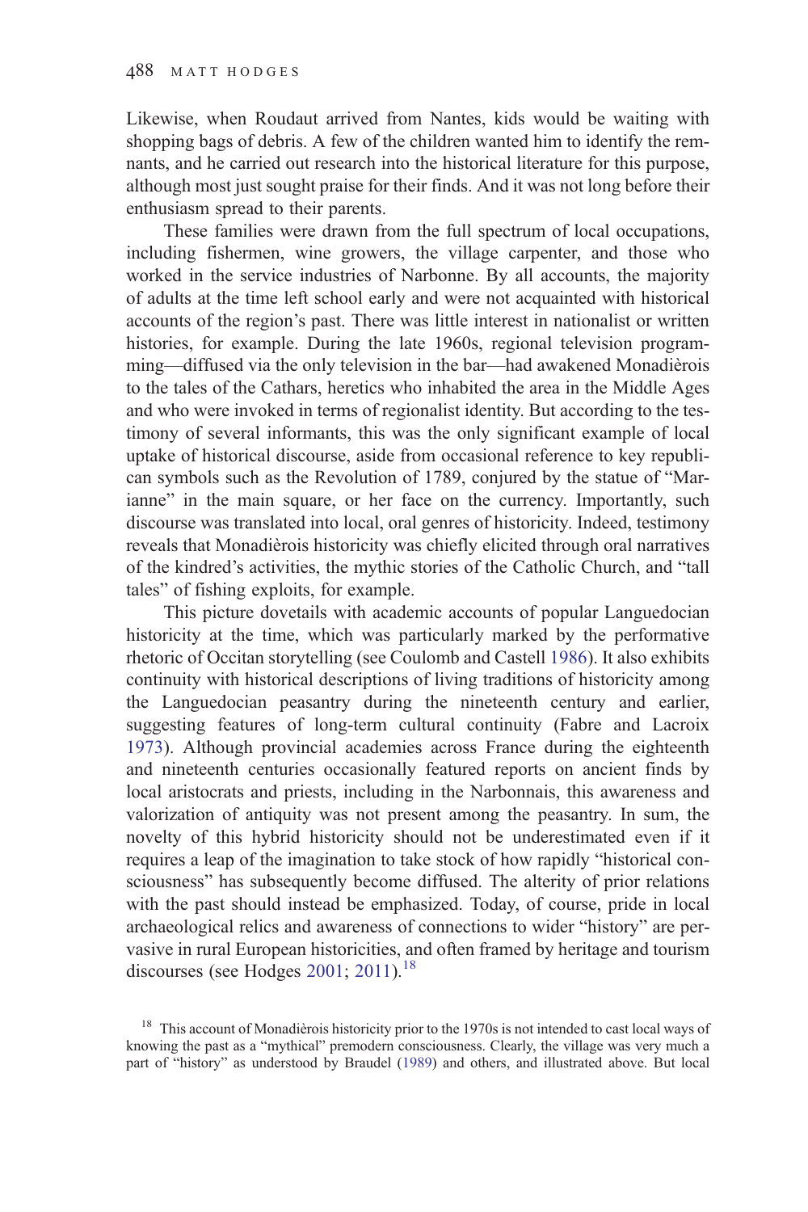Likewise, when Roudaut arrived from Nantes, kids would be waiting with shopping bags of debris. A few of the children wanted him to identify the remnants, and he carried out research into the historical literature for this purpose, although most just sought praise for their finds. And it was not long before their enthusiasm spread to their parents.

These families were drawn from the full spectrum of local occupations, including fishermen, wine growers, the village carpenter, and those who worked in the service industries of Narbonne. By all accounts, the majority of adults at the time left school early and were not acquainted with historical accounts of the region's past. There was little interest in nationalist or written histories, for example. During the late 1960s, regional television programming—diffused via the only television in the bar—had awakened Monadièrois to the tales of the Cathars, heretics who inhabited the area in the Middle Ages and who were invoked in terms of regionalist identity. But according to the testimony of several informants, this was the only significant example of local uptake of historical discourse, aside from occasional reference to key republican symbols such as the Revolution of 1789, conjured by the statue of "Marianne" in the main square, or her face on the currency. Importantly, such discourse was translated into local, oral genres of historicity. Indeed, testimony reveals that Monadièrois historicity was chiefly elicited through oral narratives of the kindred's activities, the mythic stories of the Catholic Church, and "tall tales" of fishing exploits, for example.

This picture dovetails with academic accounts of popular Languedocian historicity at the time, which was particularly marked by the performative rhetoric of Occitan storytelling (see Coulomb and Castell 1986). It also exhibits continuity with historical descriptions of living traditions of historicity among the Languedocian peasantry during the nineteenth century and earlier, suggesting features of long-term cultural continuity (Fabre and Lacroix 1973). Although provincial academies across France during the eighteenth and nineteenth centuries occasionally featured reports on ancient finds by local aristocrats and priests, including in the Narbonnais, this awareness and valorization of antiquity was not present among the peasantry. In sum, the novelty of this hybrid historicity should not be underestimated even if it requires a leap of the imagination to take stock of how rapidly "historical consciousness" has subsequently become diffused. The alterity of prior relations with the past should instead be emphasized. Today, of course, pride in local archaeological relics and awareness of connections to wider "history" are pervasive in rural European historicities, and often framed by heritage and tourism discourses (see Hodges 2001; 2011).[18]

[18] This account of Monadièrois historicity prior to the 1970s is not intended to cast local ways of knowing the past as a "mythical" premodern consciousness. Clearly, the village was very much a part of "history" as understood by Braudel (1989) and others, and illustrated above. But local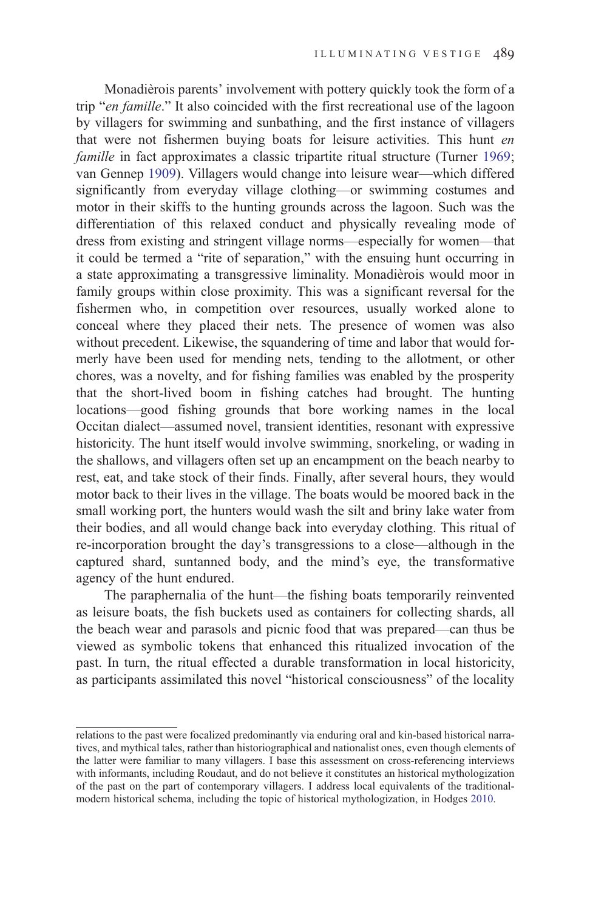Monadièrois parents' involvement with pottery quickly took the form of a trip "*en famille*." It also coincided with the first recreational use of the lagoon by villagers for swimming and sunbathing, and the first instance of villagers that were not fishermen buying boats for leisure activities. This hunt *en famille* in fact approximates a classic tripartite ritual structure (Turner 1969; van Gennep 1909). Villagers would change into leisure wear—which differed significantly from everyday village clothing—or swimming costumes and motor in their skiffs to the hunting grounds across the lagoon. Such was the differentiation of this relaxed conduct and physically revealing mode of dress from existing and stringent village norms—especially for women—that it could be termed a "rite of separation," with the ensuing hunt occurring in a state approximating a transgressive liminality. Monadièrois would moor in family groups within close proximity. This was a significant reversal for the fishermen who, in competition over resources, usually worked alone to conceal where they placed their nets. The presence of women was also without precedent. Likewise, the squandering of time and labor that would formerly have been used for mending nets, tending to the allotment, or other chores, was a novelty, and for fishing families was enabled by the prosperity that the short-lived boom in fishing catches had brought. The hunting locations—good fishing grounds that bore working names in the local Occitan dialect—assumed novel, transient identities, resonant with expressive historicity. The hunt itself would involve swimming, snorkeling, or wading in the shallows, and villagers often set up an encampment on the beach nearby to rest, eat, and take stock of their finds. Finally, after several hours, they would motor back to their lives in the village. The boats would be moored back in the small working port, the hunters would wash the silt and briny lake water from their bodies, and all would change back into everyday clothing. This ritual of re-incorporation brought the day's transgressions to a close—although in the captured shard, suntanned body, and the mind's eye, the transformative agency of the hunt endured.

The paraphernalia of the hunt—the fishing boats temporarily reinvented as leisure boats, the fish buckets used as containers for collecting shards, all the beach wear and parasols and picnic food that was prepared—can thus be viewed as symbolic tokens that enhanced this ritualized invocation of the past. In turn, the ritual effected a durable transformation in local historicity, as participants assimilated this novel "historical consciousness" of the locality

---

relations to the past were focalized predominantly via enduring oral and kin-based historical narratives, and mythical tales, rather than historiographical and nationalist ones, even though elements of the latter were familiar to many villagers. I base this assessment on cross-referencing interviews with informants, including Roudaut, and do not believe it constitutes an historical mythologization of the past on the part of contemporary villagers. I address local equivalents of the traditional-modern historical schema, including the topic of historical mythologization, in Hodges 2010.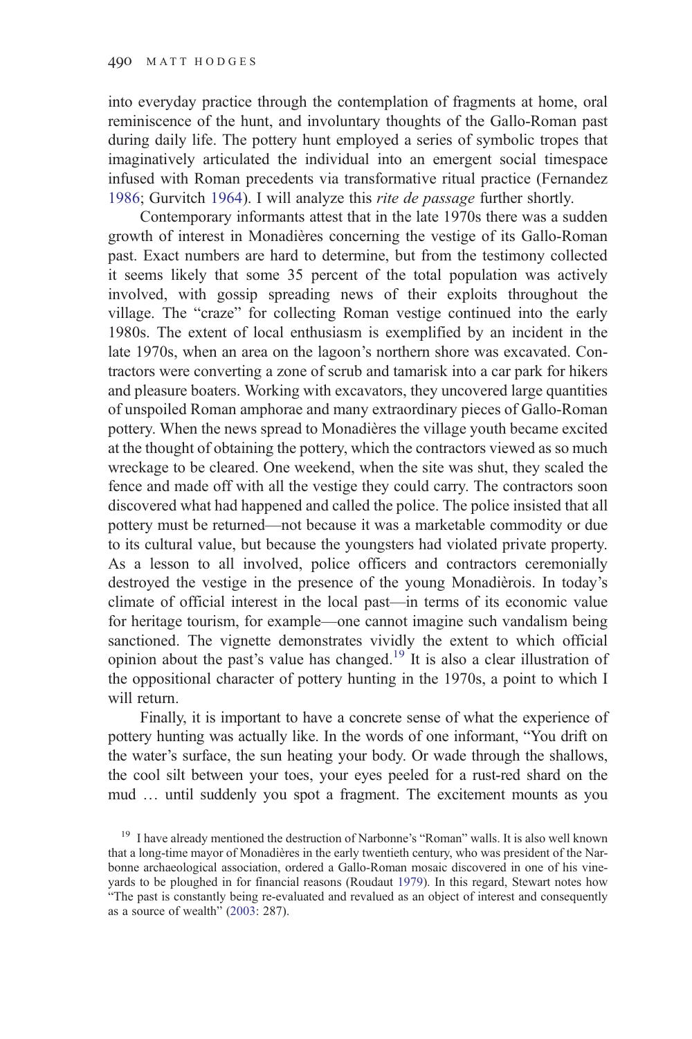into everyday practice through the contemplation of fragments at home, oral reminiscence of the hunt, and involuntary thoughts of the Gallo-Roman past during daily life. The pottery hunt employed a series of symbolic tropes that imaginatively articulated the individual into an emergent social timespace infused with Roman precedents via transformative ritual practice (Fernandez 1986; Gurvitch 1964). I will analyze this *rite de passage* further shortly.

Contemporary informants attest that in the late 1970s there was a sudden growth of interest in Monadières concerning the vestige of its Gallo-Roman past. Exact numbers are hard to determine, but from the testimony collected it seems likely that some 35 percent of the total population was actively involved, with gossip spreading news of their exploits throughout the village. The "craze" for collecting Roman vestige continued into the early 1980s. The extent of local enthusiasm is exemplified by an incident in the late 1970s, when an area on the lagoon's northern shore was excavated. Contractors were converting a zone of scrub and tamarisk into a car park for hikers and pleasure boaters. Working with excavators, they uncovered large quantities of unspoiled Roman amphorae and many extraordinary pieces of Gallo-Roman pottery. When the news spread to Monadières the village youth became excited at the thought of obtaining the pottery, which the contractors viewed as so much wreckage to be cleared. One weekend, when the site was shut, they scaled the fence and made off with all the vestige they could carry. The contractors soon discovered what had happened and called the police. The police insisted that all pottery must be returned—not because it was a marketable commodity or due to its cultural value, but because the youngsters had violated private property. As a lesson to all involved, police officers and contractors ceremonially destroyed the vestige in the presence of the young Monadièrois. In today's climate of official interest in the local past—in terms of its economic value for heritage tourism, for example—one cannot imagine such vandalism being sanctioned. The vignette demonstrates vividly the extent to which official opinion about the past's value has changed.[19] It is also a clear illustration of the oppositional character of pottery hunting in the 1970s, a point to which I will return.

Finally, it is important to have a concrete sense of what the experience of pottery hunting was actually like. In the words of one informant, "You drift on the water's surface, the sun heating your body. Or wade through the shallows, the cool silt between your toes, your eyes peeled for a rust-red shard on the mud … until suddenly you spot a fragment. The excitement mounts as you

[19] I have already mentioned the destruction of Narbonne's "Roman" walls. It is also well known that a long-time mayor of Monadières in the early twentieth century, who was president of the Narbonne archaeological association, ordered a Gallo-Roman mosaic discovered in one of his vineyards to be ploughed in for financial reasons (Roudaut 1979). In this regard, Stewart notes how "The past is constantly being re-evaluated and revalued as an object of interest and consequently as a source of wealth" (2003: 287).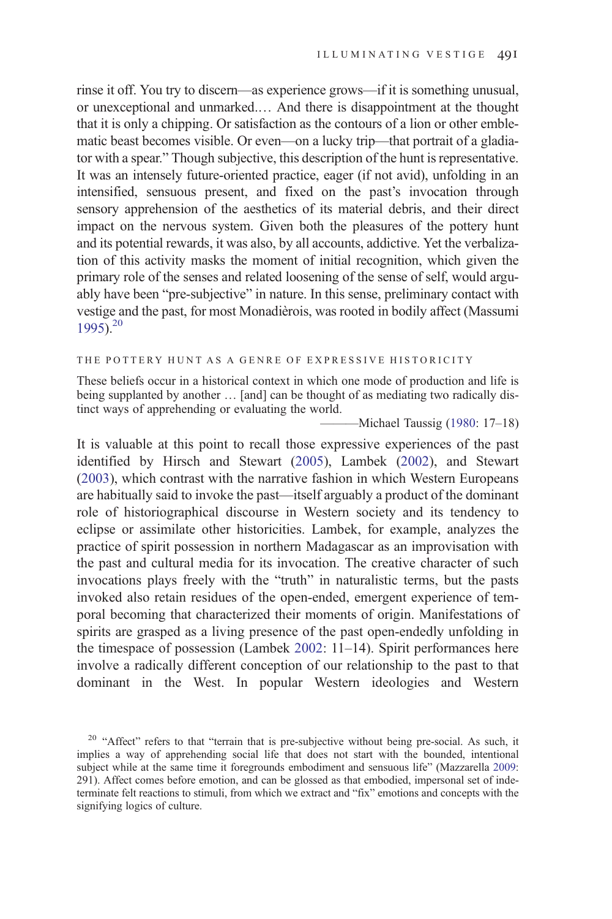rinse it off. You try to discern—as experience grows—if it is something unusual, or unexceptional and unmarked.… And there is disappointment at the thought that it is only a chipping. Or satisfaction as the contours of a lion or other emblematic beast becomes visible. Or even—on a lucky trip—that portrait of a gladiator with a spear." Though subjective, this description of the hunt is representative. It was an intensely future-oriented practice, eager (if not avid), unfolding in an intensified, sensuous present, and fixed on the past's invocation through sensory apprehension of the aesthetics of its material debris, and their direct impact on the nervous system. Given both the pleasures of the pottery hunt and its potential rewards, it was also, by all accounts, addictive. Yet the verbalization of this activity masks the moment of initial recognition, which given the primary role of the senses and related loosening of the sense of self, would arguably have been "pre-subjective" in nature. In this sense, preliminary contact with vestige and the past, for most Monadièrois, was rooted in bodily affect (Massumi 1995).[20]

## THE POTTERY HUNT AS A GENRE OF EXPRESSIVE HISTORICITY

> These beliefs occur in a historical context in which one mode of production and life is being supplanted by another … [and] can be thought of as mediating two radically distinct ways of apprehending or evaluating the world.
>
> ———Michael Taussig (1980: 17–18)

It is valuable at this point to recall those expressive experiences of the past identified by Hirsch and Stewart (2005), Lambek (2002), and Stewart (2003), which contrast with the narrative fashion in which Western Europeans are habitually said to invoke the past—itself arguably a product of the dominant role of historiographical discourse in Western society and its tendency to eclipse or assimilate other historicities. Lambek, for example, analyzes the practice of spirit possession in northern Madagascar as an improvisation with the past and cultural media for its invocation. The creative character of such invocations plays freely with the "truth" in naturalistic terms, but the pasts invoked also retain residues of the open-ended, emergent experience of temporal becoming that characterized their moments of origin. Manifestations of spirits are grasped as a living presence of the past open-endedly unfolding in the timespace of possession (Lambek 2002: 11–14). Spirit performances here involve a radically different conception of our relationship to the past to that dominant in the West. In popular Western ideologies and Western

[20] "Affect" refers to that "terrain that is pre-subjective without being pre-social. As such, it implies a way of apprehending social life that does not start with the bounded, intentional subject while at the same time it foregrounds embodiment and sensuous life" (Mazzarella 2009: 291). Affect comes before emotion, and can be glossed as that embodied, impersonal set of indeterminate felt reactions to stimuli, from which we extract and "fix" emotions and concepts with the signifying logics of culture.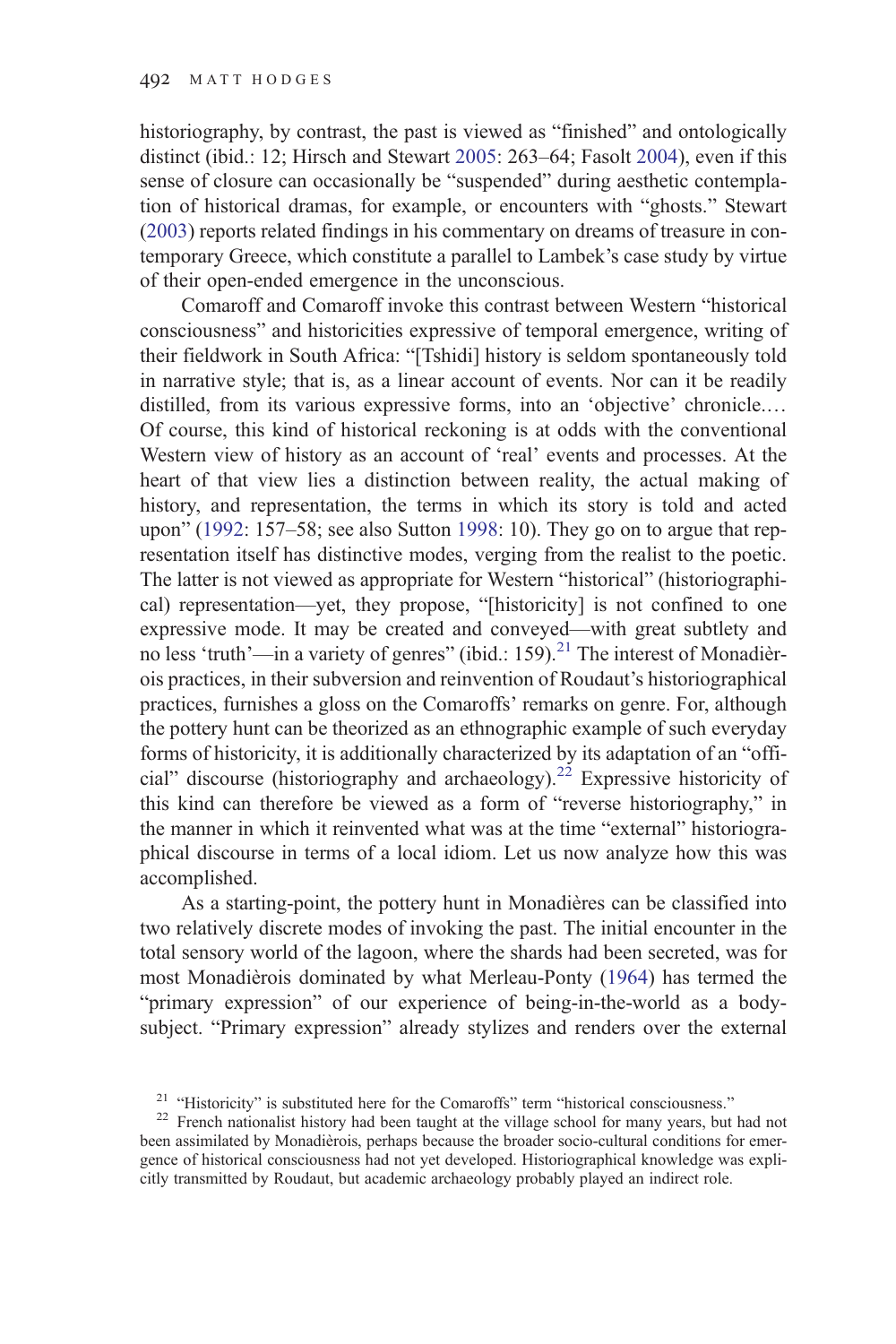historiography, by contrast, the past is viewed as "finished" and ontologically distinct (ibid.: 12; Hirsch and Stewart 2005: 263–64; Fasolt 2004), even if this sense of closure can occasionally be "suspended" during aesthetic contemplation of historical dramas, for example, or encounters with "ghosts." Stewart (2003) reports related findings in his commentary on dreams of treasure in contemporary Greece, which constitute a parallel to Lambek's case study by virtue of their open-ended emergence in the unconscious.

Comaroff and Comaroff invoke this contrast between Western "historical consciousness" and historicities expressive of temporal emergence, writing of their fieldwork in South Africa: "[Tshidi] history is seldom spontaneously told in narrative style; that is, as a linear account of events. Nor can it be readily distilled, from its various expressive forms, into an 'objective' chronicle.… Of course, this kind of historical reckoning is at odds with the conventional Western view of history as an account of 'real' events and processes. At the heart of that view lies a distinction between reality, the actual making of history, and representation, the terms in which its story is told and acted upon" (1992: 157–58; see also Sutton 1998: 10). They go on to argue that representation itself has distinctive modes, verging from the realist to the poetic. The latter is not viewed as appropriate for Western "historical" (historiographical) representation—yet, they propose, "[historicity] is not confined to one expressive mode. It may be created and conveyed—with great subtlety and no less 'truth'—in a variety of genres" (ibid.: 159).[21] The interest of Monadièrois practices, in their subversion and reinvention of Roudaut's historiographical practices, furnishes a gloss on the Comaroffs' remarks on genre. For, although the pottery hunt can be theorized as an ethnographic example of such everyday forms of historicity, it is additionally characterized by its adaptation of an "official" discourse (historiography and archaeology).[22] Expressive historicity of this kind can therefore be viewed as a form of "reverse historiography," in the manner in which it reinvented what was at the time "external" historiographical discourse in terms of a local idiom. Let us now analyze how this was accomplished.

As a starting-point, the pottery hunt in Monadières can be classified into two relatively discrete modes of invoking the past. The initial encounter in the total sensory world of the lagoon, where the shards had been secreted, was for most Monadièrois dominated by what Merleau-Ponty (1964) has termed the "primary expression" of our experience of being-in-the-world as a body-subject. "Primary expression" already stylizes and renders over the external

[21] "Historicity" is substituted here for the Comaroffs' term "historical consciousness."

[22] French nationalist history had been taught at the village school for many years, but had not been assimilated by Monadièrois, perhaps because the broader socio-cultural conditions for emergence of historical consciousness had not yet developed. Historiographical knowledge was explicitly transmitted by Roudaut, but academic archaeology probably played an indirect role.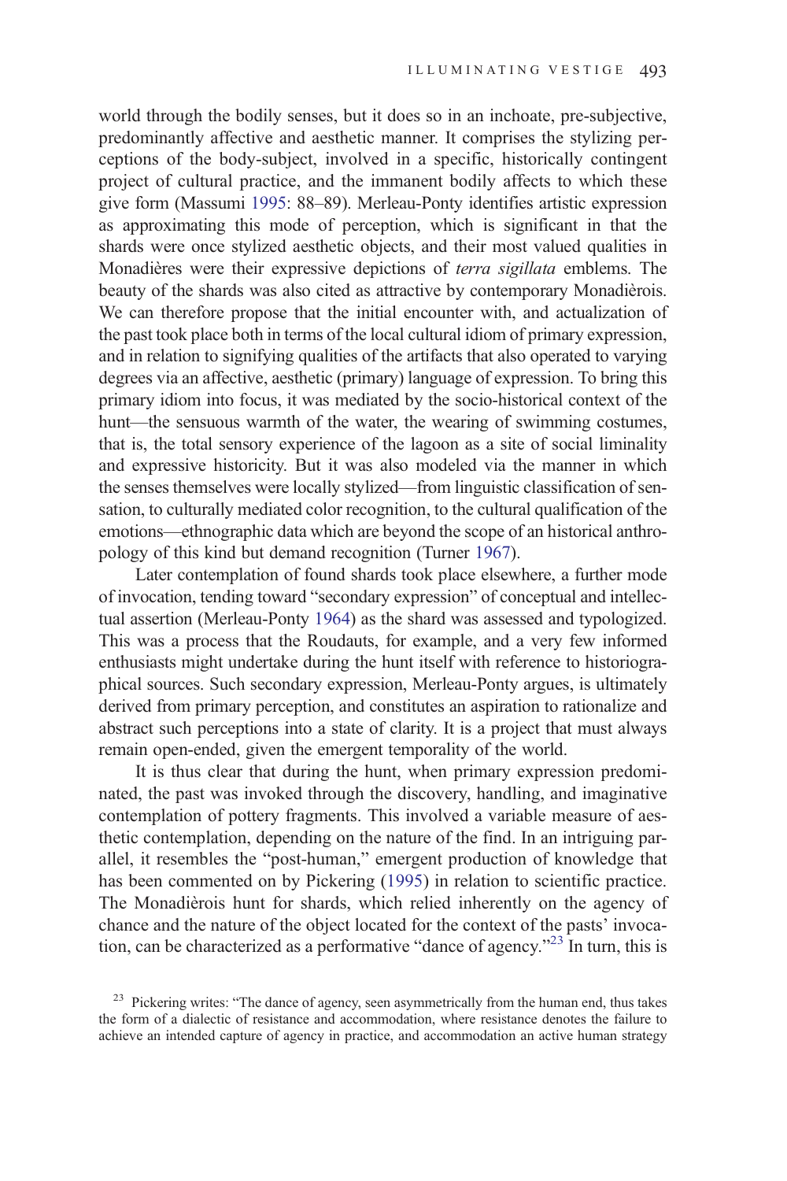world through the bodily senses, but it does so in an inchoate, pre-subjective, predominantly affective and aesthetic manner. It comprises the stylizing perceptions of the body-subject, involved in a specific, historically contingent project of cultural practice, and the immanent bodily affects to which these give form (Massumi 1995: 88–89). Merleau-Ponty identifies artistic expression as approximating this mode of perception, which is significant in that the shards were once stylized aesthetic objects, and their most valued qualities in Monadières were their expressive depictions of *terra sigillata* emblems. The beauty of the shards was also cited as attractive by contemporary Monadièrois. We can therefore propose that the initial encounter with, and actualization of the past took place both in terms of the local cultural idiom of primary expression, and in relation to signifying qualities of the artifacts that also operated to varying degrees via an affective, aesthetic (primary) language of expression. To bring this primary idiom into focus, it was mediated by the socio-historical context of the hunt—the sensuous warmth of the water, the wearing of swimming costumes, that is, the total sensory experience of the lagoon as a site of social liminality and expressive historicity. But it was also modeled via the manner in which the senses themselves were locally stylized—from linguistic classification of sensation, to culturally mediated color recognition, to the cultural qualification of the emotions—ethnographic data which are beyond the scope of an historical anthropology of this kind but demand recognition (Turner 1967).

Later contemplation of found shards took place elsewhere, a further mode of invocation, tending toward "secondary expression" of conceptual and intellectual assertion (Merleau-Ponty 1964) as the shard was assessed and typologized. This was a process that the Roudauts, for example, and a very few informed enthusiasts might undertake during the hunt itself with reference to historiographical sources. Such secondary expression, Merleau-Ponty argues, is ultimately derived from primary perception, and constitutes an aspiration to rationalize and abstract such perceptions into a state of clarity. It is a project that must always remain open-ended, given the emergent temporality of the world.

It is thus clear that during the hunt, when primary expression predominated, the past was invoked through the discovery, handling, and imaginative contemplation of pottery fragments. This involved a variable measure of aesthetic contemplation, depending on the nature of the find. In an intriguing parallel, it resembles the "post-human," emergent production of knowledge that has been commented on by Pickering (1995) in relation to scientific practice. The Monadièrois hunt for shards, which relied inherently on the agency of chance and the nature of the object located for the context of the pasts' invocation, can be characterized as a performative "dance of agency."[23] In turn, this is

[23] Pickering writes: "The dance of agency, seen asymmetrically from the human end, thus takes the form of a dialectic of resistance and accommodation, where resistance denotes the failure to achieve an intended capture of agency in practice, and accommodation an active human strategy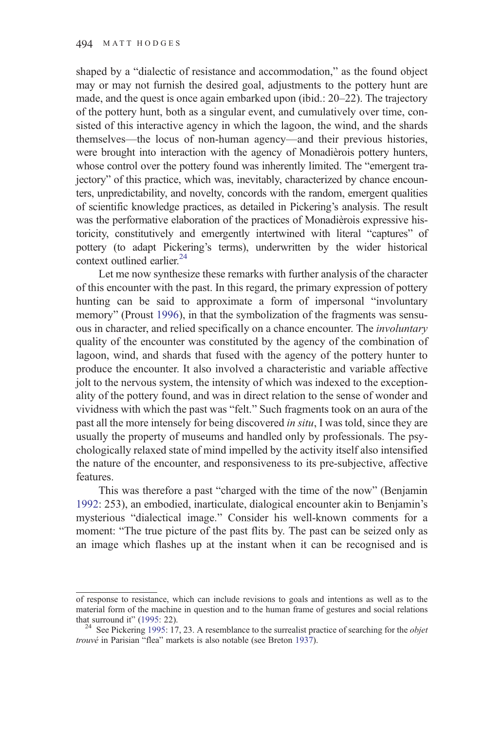shaped by a "dialectic of resistance and accommodation," as the found object may or may not furnish the desired goal, adjustments to the pottery hunt are made, and the quest is once again embarked upon (ibid.: 20–22). The trajectory of the pottery hunt, both as a singular event, and cumulatively over time, consisted of this interactive agency in which the lagoon, the wind, and the shards themselves—the locus of non-human agency—and their previous histories, were brought into interaction with the agency of Monadièrois pottery hunters, whose control over the pottery found was inherently limited. The "emergent trajectory" of this practice, which was, inevitably, characterized by chance encounters, unpredictability, and novelty, concords with the random, emergent qualities of scientific knowledge practices, as detailed in Pickering's analysis. The result was the performative elaboration of the practices of Monadièrois expressive historicity, constitutively and emergently intertwined with literal "captures" of pottery (to adapt Pickering's terms), underwritten by the wider historical context outlined earlier.[24]

Let me now synthesize these remarks with further analysis of the character of this encounter with the past. In this regard, the primary expression of pottery hunting can be said to approximate a form of impersonal "involuntary memory" (Proust 1996), in that the symbolization of the fragments was sensuous in character, and relied specifically on a chance encounter. The *involuntary* quality of the encounter was constituted by the agency of the combination of lagoon, wind, and shards that fused with the agency of the pottery hunter to produce the encounter. It also involved a characteristic and variable affective jolt to the nervous system, the intensity of which was indexed to the exceptionality of the pottery found, and was in direct relation to the sense of wonder and vividness with which the past was "felt." Such fragments took on an aura of the past all the more intensely for being discovered *in situ*, I was told, since they are usually the property of museums and handled only by professionals. The psychologically relaxed state of mind impelled by the activity itself also intensified the nature of the encounter, and responsiveness to its pre-subjective, affective features.

This was therefore a past "charged with the time of the now" (Benjamin 1992: 253), an embodied, inarticulate, dialogical encounter akin to Benjamin's mysterious "dialectical image." Consider his well-known comments for a moment: "The true picture of the past flits by. The past can be seized only as an image which flashes up at the instant when it can be recognised and is

---

of response to resistance, which can include revisions to goals and intentions as well as to the material form of the machine in question and to the human frame of gestures and social relations that surround it" (1995: 22).

[24] See Pickering 1995: 17, 23. A resemblance to the surrealist practice of searching for the *objet trouvé* in Parisian "flea" markets is also notable (see Breton 1937).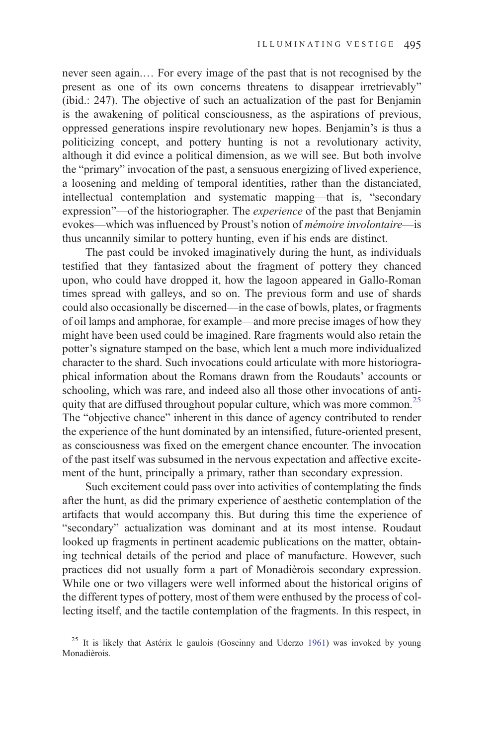never seen again.… For every image of the past that is not recognised by the present as one of its own concerns threatens to disappear irretrievably" (ibid.: 247). The objective of such an actualization of the past for Benjamin is the awakening of political consciousness, as the aspirations of previous, oppressed generations inspire revolutionary new hopes. Benjamin's is thus a politicizing concept, and pottery hunting is not a revolutionary activity, although it did evince a political dimension, as we will see. But both involve the "primary" invocation of the past, a sensuous energizing of lived experience, a loosening and melding of temporal identities, rather than the distanciated, intellectual contemplation and systematic mapping—that is, "secondary expression"—of the historiographer. The *experience* of the past that Benjamin evokes—which was influenced by Proust's notion of *mémoire involontaire*—is thus uncannily similar to pottery hunting, even if his ends are distinct.

The past could be invoked imaginatively during the hunt, as individuals testified that they fantasized about the fragment of pottery they chanced upon, who could have dropped it, how the lagoon appeared in Gallo-Roman times spread with galleys, and so on. The previous form and use of shards could also occasionally be discerned—in the case of bowls, plates, or fragments of oil lamps and amphorae, for example—and more precise images of how they might have been used could be imagined. Rare fragments would also retain the potter's signature stamped on the base, which lent a much more individualized character to the shard. Such invocations could articulate with more historiographical information about the Romans drawn from the Roudauts' accounts or schooling, which was rare, and indeed also all those other invocations of antiquity that are diffused throughout popular culture, which was more common.[25] The "objective chance" inherent in this dance of agency contributed to render the experience of the hunt dominated by an intensified, future-oriented present, as consciousness was fixed on the emergent chance encounter. The invocation of the past itself was subsumed in the nervous expectation and affective excitement of the hunt, principally a primary, rather than secondary expression.

Such excitement could pass over into activities of contemplating the finds after the hunt, as did the primary experience of aesthetic contemplation of the artifacts that would accompany this. But during this time the experience of "secondary" actualization was dominant and at its most intense. Roudaut looked up fragments in pertinent academic publications on the matter, obtaining technical details of the period and place of manufacture. However, such practices did not usually form a part of Monadièrois secondary expression. While one or two villagers were well informed about the historical origins of the different types of pottery, most of them were enthused by the process of collecting itself, and the tactile contemplation of the fragments. In this respect, in

[25] It is likely that Astérix le gaulois (Goscinny and Uderzo 1961) was invoked by young Monadièrois.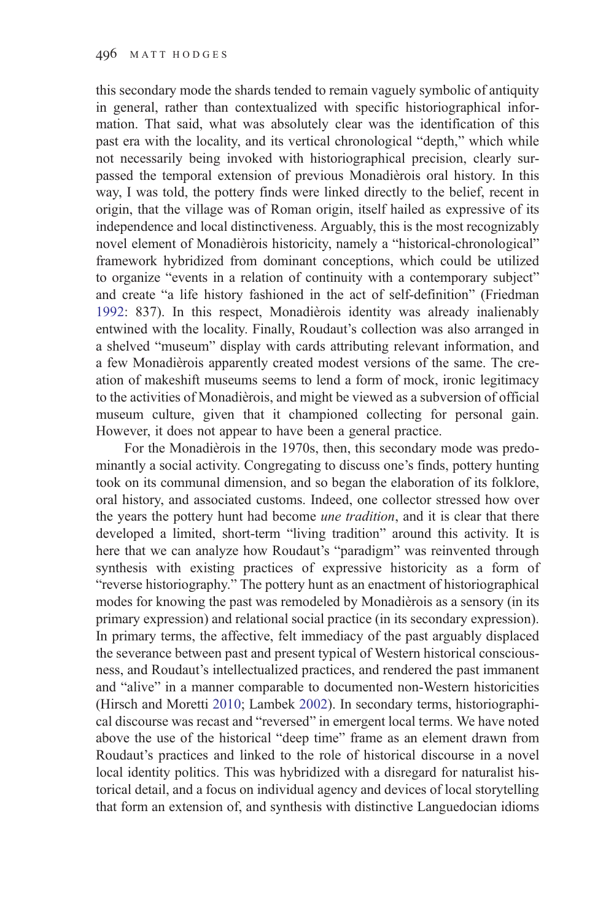this secondary mode the shards tended to remain vaguely symbolic of antiquity in general, rather than contextualized with specific historiographical information. That said, what was absolutely clear was the identification of this past era with the locality, and its vertical chronological "depth," which while not necessarily being invoked with historiographical precision, clearly surpassed the temporal extension of previous Monadièrois oral history. In this way, I was told, the pottery finds were linked directly to the belief, recent in origin, that the village was of Roman origin, itself hailed as expressive of its independence and local distinctiveness. Arguably, this is the most recognizably novel element of Monadièrois historicity, namely a "historical-chronological" framework hybridized from dominant conceptions, which could be utilized to organize "events in a relation of continuity with a contemporary subject" and create "a life history fashioned in the act of self-definition" (Friedman 1992: 837). In this respect, Monadièrois identity was already inalienably entwined with the locality. Finally, Roudaut's collection was also arranged in a shelved "museum" display with cards attributing relevant information, and a few Monadièrois apparently created modest versions of the same. The creation of makeshift museums seems to lend a form of mock, ironic legitimacy to the activities of Monadièrois, and might be viewed as a subversion of official museum culture, given that it championed collecting for personal gain. However, it does not appear to have been a general practice.

For the Monadièrois in the 1970s, then, this secondary mode was predominantly a social activity. Congregating to discuss one's finds, pottery hunting took on its communal dimension, and so began the elaboration of its folklore, oral history, and associated customs. Indeed, one collector stressed how over the years the pottery hunt had become *une tradition*, and it is clear that there developed a limited, short-term "living tradition" around this activity. It is here that we can analyze how Roudaut's "paradigm" was reinvented through synthesis with existing practices of expressive historicity as a form of "reverse historiography." The pottery hunt as an enactment of historiographical modes for knowing the past was remodeled by Monadièrois as a sensory (in its primary expression) and relational social practice (in its secondary expression). In primary terms, the affective, felt immediacy of the past arguably displaced the severance between past and present typical of Western historical consciousness, and Roudaut's intellectualized practices, and rendered the past immanent and "alive" in a manner comparable to documented non-Western historicities (Hirsch and Moretti 2010; Lambek 2002). In secondary terms, historiographical discourse was recast and "reversed" in emergent local terms. We have noted above the use of the historical "deep time" frame as an element drawn from Roudaut's practices and linked to the role of historical discourse in a novel local identity politics. This was hybridized with a disregard for naturalist historical detail, and a focus on individual agency and devices of local storytelling that form an extension of, and synthesis with distinctive Languedocian idioms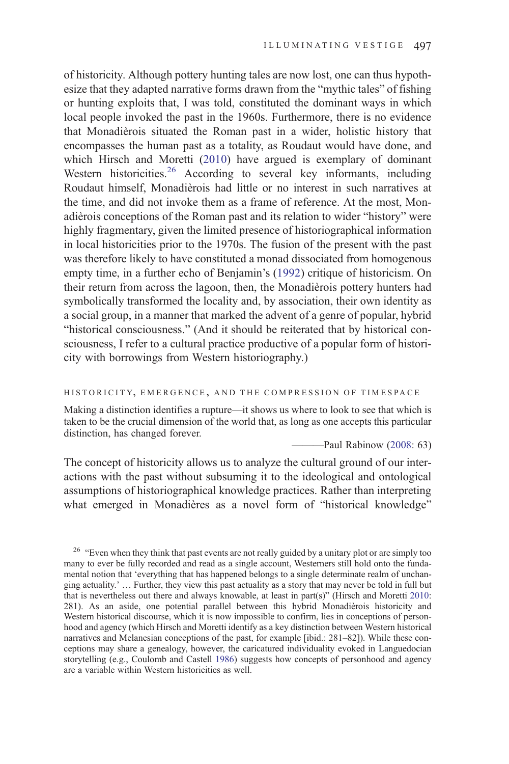of historicity. Although pottery hunting tales are now lost, one can thus hypothesize that they adapted narrative forms drawn from the "mythic tales" of fishing or hunting exploits that, I was told, constituted the dominant ways in which local people invoked the past in the 1960s. Furthermore, there is no evidence that Monadièrois situated the Roman past in a wider, holistic history that encompasses the human past as a totality, as Roudaut would have done, and which Hirsch and Moretti (2010) have argued is exemplary of dominant Western historicities.[26] According to several key informants, including Roudaut himself, Monadièrois had little or no interest in such narratives at the time, and did not invoke them as a frame of reference. At the most, Monadièrois conceptions of the Roman past and its relation to wider "history" were highly fragmentary, given the limited presence of historiographical information in local historicities prior to the 1970s. The fusion of the present with the past was therefore likely to have constituted a monad dissociated from homogenous empty time, in a further echo of Benjamin's (1992) critique of historicism. On their return from across the lagoon, then, the Monadièrois pottery hunters had symbolically transformed the locality and, by association, their own identity as a social group, in a manner that marked the advent of a genre of popular, hybrid "historical consciousness." (And it should be reiterated that by historical consciousness, I refer to a cultural practice productive of a popular form of historicity with borrowings from Western historiography.)

## HISTORICITY, EMERGENCE, AND THE COMPRESSION OF TIMESPACE

> Making a distinction identifies a rupture—it shows us where to look to see that which is taken to be the crucial dimension of the world that, as long as one accepts this particular distinction, has changed forever.
>
> ———Paul Rabinow (2008: 63)

The concept of historicity allows us to analyze the cultural ground of our interactions with the past without subsuming it to the ideological and ontological assumptions of historiographical knowledge practices. Rather than interpreting what emerged in Monadières as a novel form of "historical knowledge"

---

[26] "Even when they think that past events are not really guided by a unitary plot or are simply too many to ever be fully recorded and read as a single account, Westerners still hold onto the fundamental notion that 'everything that has happened belongs to a single determinate realm of unchanging actuality.' … Further, they view this past actuality as a story that may never be told in full but that is nevertheless out there and always knowable, at least in part(s)" (Hirsch and Moretti 2010: 281). As an aside, one potential parallel between this hybrid Monadièrois historicity and Western historical discourse, which it is now impossible to confirm, lies in conceptions of personhood and agency (which Hirsch and Moretti identify as a key distinction between Western historical narratives and Melanesian conceptions of the past, for example [ibid.: 281–82]). While these conceptions may share a genealogy, however, the caricatured individuality evoked in Languedocian storytelling (e.g., Coulomb and Castell 1986) suggests how concepts of personhood and agency are a variable within Western historicities as well.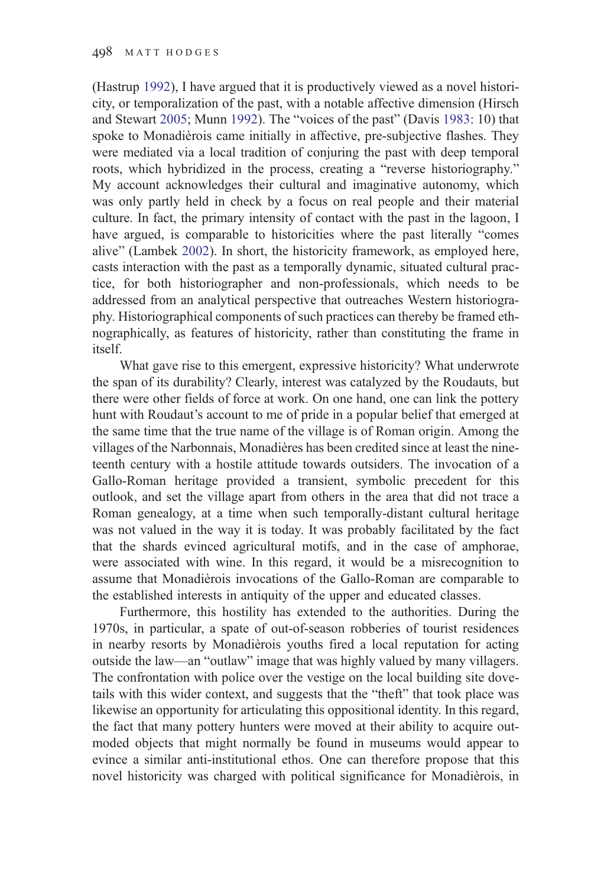(Hastrup 1992), I have argued that it is productively viewed as a novel historicity, or temporalization of the past, with a notable affective dimension (Hirsch and Stewart 2005; Munn 1992). The "voices of the past" (Davis 1983: 10) that spoke to Monadièrois came initially in affective, pre-subjective flashes. They were mediated via a local tradition of conjuring the past with deep temporal roots, which hybridized in the process, creating a "reverse historiography." My account acknowledges their cultural and imaginative autonomy, which was only partly held in check by a focus on real people and their material culture. In fact, the primary intensity of contact with the past in the lagoon, I have argued, is comparable to historicities where the past literally "comes alive" (Lambek 2002). In short, the historicity framework, as employed here, casts interaction with the past as a temporally dynamic, situated cultural practice, for both historiographer and non-professionals, which needs to be addressed from an analytical perspective that outreaches Western historiography. Historiographical components of such practices can thereby be framed ethnographically, as features of historicity, rather than constituting the frame in itself.

What gave rise to this emergent, expressive historicity? What underwrote the span of its durability? Clearly, interest was catalyzed by the Roudauts, but there were other fields of force at work. On one hand, one can link the pottery hunt with Roudaut's account to me of pride in a popular belief that emerged at the same time that the true name of the village is of Roman origin. Among the villages of the Narbonnais, Monadières has been credited since at least the nineteenth century with a hostile attitude towards outsiders. The invocation of a Gallo-Roman heritage provided a transient, symbolic precedent for this outlook, and set the village apart from others in the area that did not trace a Roman genealogy, at a time when such temporally-distant cultural heritage was not valued in the way it is today. It was probably facilitated by the fact that the shards evinced agricultural motifs, and in the case of amphorae, were associated with wine. In this regard, it would be a misrecognition to assume that Monadièrois invocations of the Gallo-Roman are comparable to the established interests in antiquity of the upper and educated classes.

Furthermore, this hostility has extended to the authorities. During the 1970s, in particular, a spate of out-of-season robberies of tourist residences in nearby resorts by Monadièrois youths fired a local reputation for acting outside the law—an "outlaw" image that was highly valued by many villagers. The confrontation with police over the vestige on the local building site dovetails with this wider context, and suggests that the "theft" that took place was likewise an opportunity for articulating this oppositional identity. In this regard, the fact that many pottery hunters were moved at their ability to acquire outmoded objects that might normally be found in museums would appear to evince a similar anti-institutional ethos. One can therefore propose that this novel historicity was charged with political significance for Monadièrois, in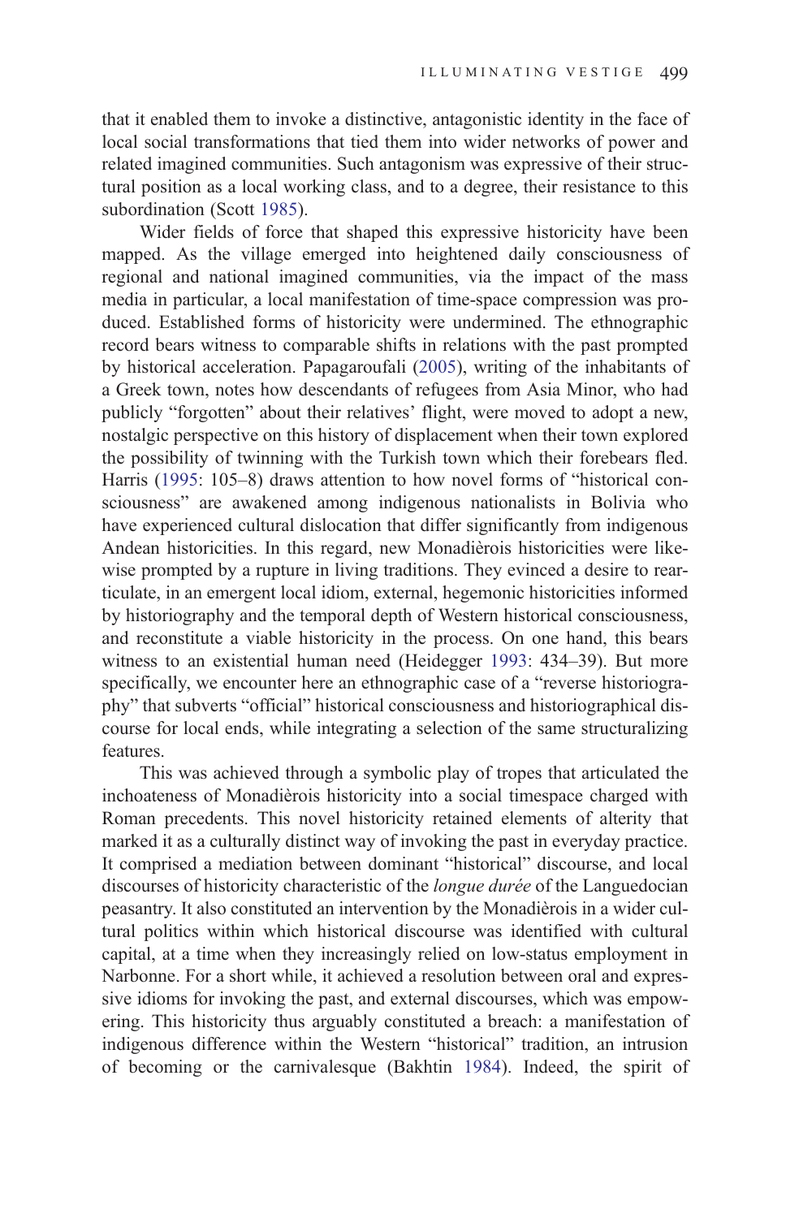that it enabled them to invoke a distinctive, antagonistic identity in the face of local social transformations that tied them into wider networks of power and related imagined communities. Such antagonism was expressive of their structural position as a local working class, and to a degree, their resistance to this subordination (Scott 1985).

Wider fields of force that shaped this expressive historicity have been mapped. As the village emerged into heightened daily consciousness of regional and national imagined communities, via the impact of the mass media in particular, a local manifestation of time-space compression was produced. Established forms of historicity were undermined. The ethnographic record bears witness to comparable shifts in relations with the past prompted by historical acceleration. Papagaroufali (2005), writing of the inhabitants of a Greek town, notes how descendants of refugees from Asia Minor, who had publicly "forgotten" about their relatives' flight, were moved to adopt a new, nostalgic perspective on this history of displacement when their town explored the possibility of twinning with the Turkish town which their forebears fled. Harris (1995: 105–8) draws attention to how novel forms of "historical consciousness" are awakened among indigenous nationalists in Bolivia who have experienced cultural dislocation that differ significantly from indigenous Andean historicities. In this regard, new Monadièrois historicities were likewise prompted by a rupture in living traditions. They evinced a desire to rearticulate, in an emergent local idiom, external, hegemonic historicities informed by historiography and the temporal depth of Western historical consciousness, and reconstitute a viable historicity in the process. On one hand, this bears witness to an existential human need (Heidegger 1993: 434–39). But more specifically, we encounter here an ethnographic case of a "reverse historiography" that subverts "official" historical consciousness and historiographical discourse for local ends, while integrating a selection of the same structuralizing features.

This was achieved through a symbolic play of tropes that articulated the inchoateness of Monadièrois historicity into a social timespace charged with Roman precedents. This novel historicity retained elements of alterity that marked it as a culturally distinct way of invoking the past in everyday practice. It comprised a mediation between dominant "historical" discourse, and local discourses of historicity characteristic of the *longue durée* of the Languedocian peasantry. It also constituted an intervention by the Monadièrois in a wider cultural politics within which historical discourse was identified with cultural capital, at a time when they increasingly relied on low-status employment in Narbonne. For a short while, it achieved a resolution between oral and expressive idioms for invoking the past, and external discourses, which was empowering. This historicity thus arguably constituted a breach: a manifestation of indigenous difference within the Western "historical" tradition, an intrusion of becoming or the carnivalesque (Bakhtin 1984). Indeed, the spirit of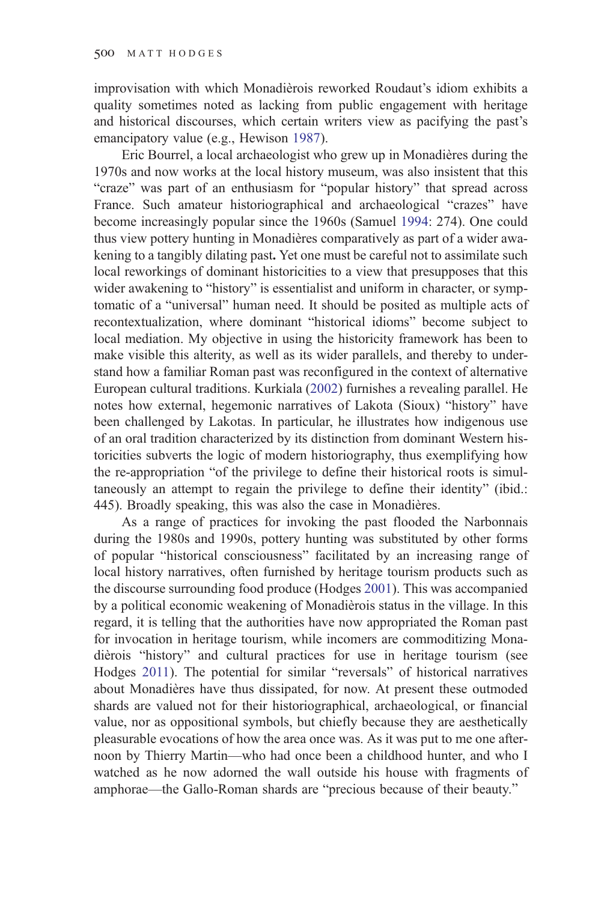improvisation with which Monadièrois reworked Roudaut's idiom exhibits a quality sometimes noted as lacking from public engagement with heritage and historical discourses, which certain writers view as pacifying the past's emancipatory value (e.g., Hewison 1987).

Eric Bourrel, a local archaeologist who grew up in Monadières during the 1970s and now works at the local history museum, was also insistent that this "craze" was part of an enthusiasm for "popular history" that spread across France. Such amateur historiographical and archaeological "crazes" have become increasingly popular since the 1960s (Samuel 1994: 274). One could thus view pottery hunting in Monadières comparatively as part of a wider awakening to a tangibly dilating past**.** Yet one must be careful not to assimilate such local reworkings of dominant historicities to a view that presupposes that this wider awakening to "history" is essentialist and uniform in character, or symptomatic of a "universal" human need. It should be posited as multiple acts of recontextualization, where dominant "historical idioms" become subject to local mediation. My objective in using the historicity framework has been to make visible this alterity, as well as its wider parallels, and thereby to understand how a familiar Roman past was reconfigured in the context of alternative European cultural traditions. Kurkiala (2002) furnishes a revealing parallel. He notes how external, hegemonic narratives of Lakota (Sioux) "history" have been challenged by Lakotas. In particular, he illustrates how indigenous use of an oral tradition characterized by its distinction from dominant Western historicities subverts the logic of modern historiography, thus exemplifying how the re-appropriation "of the privilege to define their historical roots is simultaneously an attempt to regain the privilege to define their identity" (ibid.: 445). Broadly speaking, this was also the case in Monadières.

As a range of practices for invoking the past flooded the Narbonnais during the 1980s and 1990s, pottery hunting was substituted by other forms of popular "historical consciousness" facilitated by an increasing range of local history narratives, often furnished by heritage tourism products such as the discourse surrounding food produce (Hodges 2001). This was accompanied by a political economic weakening of Monadièrois status in the village. In this regard, it is telling that the authorities have now appropriated the Roman past for invocation in heritage tourism, while incomers are commoditizing Monadièrois "history" and cultural practices for use in heritage tourism (see Hodges 2011). The potential for similar "reversals" of historical narratives about Monadières have thus dissipated, for now. At present these outmoded shards are valued not for their historiographical, archaeological, or financial value, nor as oppositional symbols, but chiefly because they are aesthetically pleasurable evocations of how the area once was. As it was put to me one afternoon by Thierry Martin—who had once been a childhood hunter, and who I watched as he now adorned the wall outside his house with fragments of amphorae—the Gallo-Roman shards are "precious because of their beauty."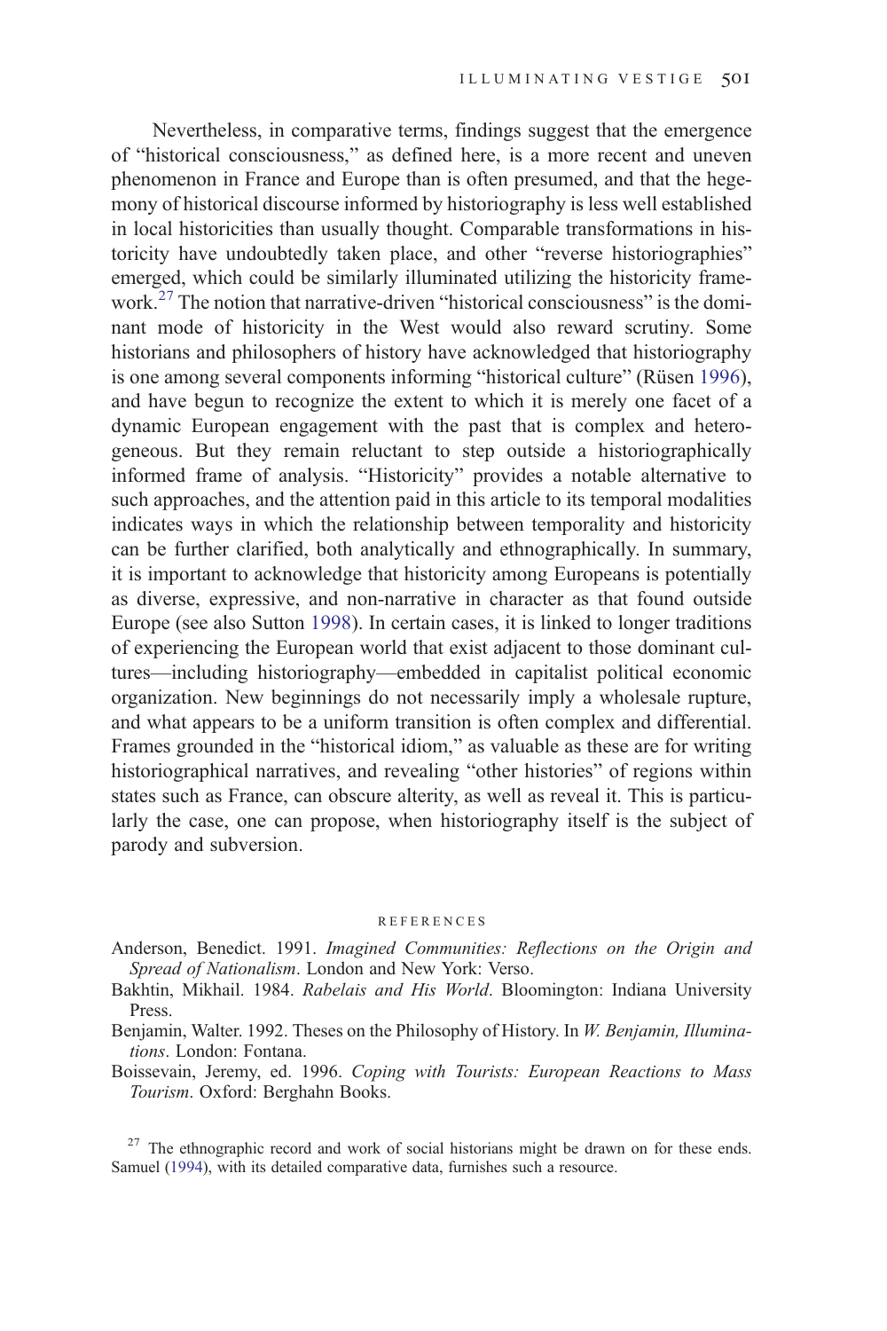Nevertheless, in comparative terms, findings suggest that the emergence of "historical consciousness," as defined here, is a more recent and uneven phenomenon in France and Europe than is often presumed, and that the hegemony of historical discourse informed by historiography is less well established in local historicities than usually thought. Comparable transformations in historicity have undoubtedly taken place, and other "reverse historiographies" emerged, which could be similarly illuminated utilizing the historicity framework.[27] The notion that narrative-driven "historical consciousness" is the dominant mode of historicity in the West would also reward scrutiny. Some historians and philosophers of history have acknowledged that historiography is one among several components informing "historical culture" (Rüsen 1996), and have begun to recognize the extent to which it is merely one facet of a dynamic European engagement with the past that is complex and heterogeneous. But they remain reluctant to step outside a historiographically informed frame of analysis. "Historicity" provides a notable alternative to such approaches, and the attention paid in this article to its temporal modalities indicates ways in which the relationship between temporality and historicity can be further clarified, both analytically and ethnographically. In summary, it is important to acknowledge that historicity among Europeans is potentially as diverse, expressive, and non-narrative in character as that found outside Europe (see also Sutton 1998). In certain cases, it is linked to longer traditions of experiencing the European world that exist adjacent to those dominant cultures—including historiography—embedded in capitalist political economic organization. New beginnings do not necessarily imply a wholesale rupture, and what appears to be a uniform transition is often complex and differential. Frames grounded in the "historical idiom," as valuable as these are for writing historiographical narratives, and revealing "other histories" of regions within states such as France, can obscure alterity, as well as reveal it. This is particularly the case, one can propose, when historiography itself is the subject of parody and subversion.

## REFERENCES

Anderson, Benedict. 1991. *Imagined Communities: Reflections on the Origin and Spread of Nationalism*. London and New York: Verso.

Bakhtin, Mikhail. 1984. *Rabelais and His World*. Bloomington: Indiana University Press.

Benjamin, Walter. 1992. Theses on the Philosophy of History. In *W. Benjamin, Illuminations*. London: Fontana.

Boissevain, Jeremy, ed. 1996. *Coping with Tourists: European Reactions to Mass Tourism*. Oxford: Berghahn Books.

[27] The ethnographic record and work of social historians might be drawn on for these ends. Samuel (1994), with its detailed comparative data, furnishes such a resource.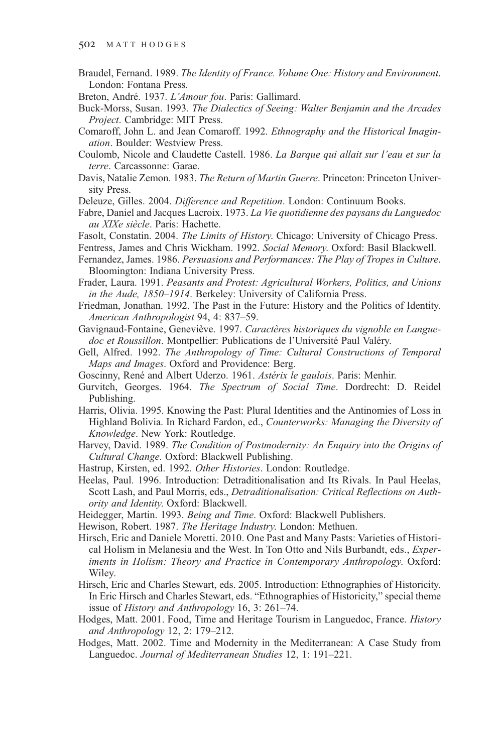Braudel, Fernand. 1989. *The Identity of France. Volume One: History and Environment*. London: Fontana Press.

Breton, André. 1937. *L'Amour fou*. Paris: Gallimard.

Buck-Morss, Susan. 1993. *The Dialectics of Seeing: Walter Benjamin and the Arcades Project*. Cambridge: MIT Press.

Comaroff, John L. and Jean Comaroff. 1992. *Ethnography and the Historical Imagination*. Boulder: Westview Press.

Coulomb, Nicole and Claudette Castell. 1986. *La Barque qui allait sur l'eau et sur la terre*. Carcassonne: Garae.

Davis, Natalie Zemon. 1983. *The Return of Martin Guerre*. Princeton: Princeton University Press.

Deleuze, Gilles. 2004. *Difference and Repetition*. London: Continuum Books.

Fabre, Daniel and Jacques Lacroix. 1973. *La Vie quotidienne des paysans du Languedoc au XIXe siècle*. Paris: Hachette.

Fasolt, Constatin. 2004. *The Limits of History.* Chicago: University of Chicago Press.

Fentress, James and Chris Wickham. 1992. *Social Memory*. Oxford: Basil Blackwell.

Fernandez, James. 1986. *Persuasions and Performances: The Play of Tropes in Culture*. Bloomington: Indiana University Press.

Frader, Laura. 1991. *Peasants and Protest: Agricultural Workers, Politics, and Unions in the Aude, 1850–1914*. Berkeley: University of California Press.

Friedman, Jonathan. 1992. The Past in the Future: History and the Politics of Identity. *American Anthropologist* 94, 4: 837–59.

Gavignaud-Fontaine, Geneviève. 1997. *Caractères historiques du vignoble en Languedoc et Roussillon*. Montpellier: Publications de l'Université Paul Valéry.

Gell, Alfred. 1992. *The Anthropology of Time: Cultural Constructions of Temporal Maps and Images*. Oxford and Providence: Berg.

Goscinny, René and Albert Uderzo. 1961. *Astérix le gaulois*. Paris: Menhir.

Gurvitch, Georges. 1964. *The Spectrum of Social Time*. Dordrecht: D. Reidel Publishing.

Harris, Olivia. 1995. Knowing the Past: Plural Identities and the Antinomies of Loss in Highland Bolivia. In Richard Fardon, ed., *Counterworks: Managing the Diversity of Knowledge*. New York: Routledge.

Harvey, David. 1989. *The Condition of Postmodernity: An Enquiry into the Origins of Cultural Change*. Oxford: Blackwell Publishing.

Hastrup, Kirsten, ed. 1992. *Other Histories*. London: Routledge.

Heelas, Paul. 1996. Introduction: Detraditionalisation and Its Rivals. In Paul Heelas, Scott Lash, and Paul Morris, eds., *Detraditionalisation: Critical Reflections on Authority and Identity.* Oxford: Blackwell.

Heidegger, Martin. 1993. *Being and Time*. Oxford: Blackwell Publishers.

Hewison, Robert. 1987. *The Heritage Industry.* London: Methuen.

Hirsch, Eric and Daniele Moretti. 2010. One Past and Many Pasts: Varieties of Historical Holism in Melanesia and the West. In Ton Otto and Nils Burbandt, eds., *Experiments in Holism: Theory and Practice in Contemporary Anthropology*. Oxford: Wiley.

Hirsch, Eric and Charles Stewart, eds. 2005. Introduction: Ethnographies of Historicity. In Eric Hirsch and Charles Stewart, eds. "Ethnographies of Historicity," special theme issue of *History and Anthropology* 16, 3: 261–74.

Hodges, Matt. 2001. Food, Time and Heritage Tourism in Languedoc, France. *History and Anthropology* 12, 2: 179–212.

Hodges, Matt. 2002. Time and Modernity in the Mediterranean: A Case Study from Languedoc. *Journal of Mediterranean Studies* 12, 1: 191–221.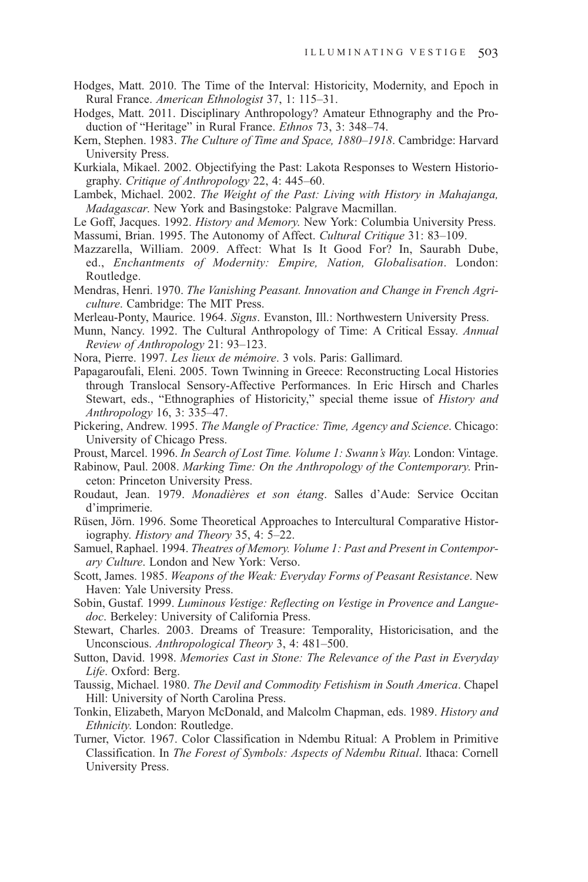Hodges, Matt. 2010. The Time of the Interval: Historicity, Modernity, and Epoch in Rural France. *American Ethnologist* 37, 1: 115–31.

Hodges, Matt. 2011. Disciplinary Anthropology? Amateur Ethnography and the Production of "Heritage" in Rural France. *Ethnos* 73, 3: 348–74.

Kern, Stephen. 1983. *The Culture of Time and Space, 1880–1918*. Cambridge: Harvard University Press.

Kurkiala, Mikael. 2002. Objectifying the Past: Lakota Responses to Western Historiography. *Critique of Anthropology* 22, 4: 445–60.

Lambek, Michael. 2002. *The Weight of the Past: Living with History in Mahajanga, Madagascar*. New York and Basingstoke: Palgrave Macmillan.

Le Goff, Jacques. 1992. *History and Memory*. New York: Columbia University Press.

Massumi, Brian. 1995. The Autonomy of Affect. *Cultural Critique* 31: 83–109.

Mazzarella, William. 2009. Affect: What Is It Good For? In, Saurabh Dube, ed., *Enchantments of Modernity: Empire, Nation, Globalisation*. London: Routledge.

Mendras, Henri. 1970. *The Vanishing Peasant. Innovation and Change in French Agriculture*. Cambridge: The MIT Press.

Merleau-Ponty, Maurice. 1964. *Signs*. Evanston, Ill.: Northwestern University Press.

Munn, Nancy. 1992. The Cultural Anthropology of Time: A Critical Essay. *Annual Review of Anthropology* 21: 93–123.

Nora, Pierre. 1997. *Les lieux de mémoire*. 3 vols. Paris: Gallimard.

Papagaroufali, Eleni. 2005. Town Twinning in Greece: Reconstructing Local Histories through Translocal Sensory-Affective Performances. In Eric Hirsch and Charles Stewart, eds., "Ethnographies of Historicity," special theme issue of *History and Anthropology* 16, 3: 335–47.

Pickering, Andrew. 1995. *The Mangle of Practice: Time, Agency and Science*. Chicago: University of Chicago Press.

Proust, Marcel. 1996. *In Search of Lost Time. Volume 1: Swann's Way*. London: Vintage.

Rabinow, Paul. 2008. *Marking Time: On the Anthropology of the Contemporary*. Princeton: Princeton University Press.

Roudaut, Jean. 1979. *Monadières et son étang*. Salles d'Aude: Service Occitan d'imprimerie.

Rüsen, Jörn. 1996. Some Theoretical Approaches to Intercultural Comparative Historiography. *History and Theory* 35, 4: 5–22.

Samuel, Raphael. 1994. *Theatres of Memory. Volume 1: Past and Present in Contemporary Culture*. London and New York: Verso.

Scott, James. 1985. *Weapons of the Weak: Everyday Forms of Peasant Resistance*. New Haven: Yale University Press.

Sobin, Gustaf. 1999. *Luminous Vestige: Reflecting on Vestige in Provence and Languedoc*. Berkeley: University of California Press.

Stewart, Charles. 2003. Dreams of Treasure: Temporality, Historicisation, and the Unconscious. *Anthropological Theory* 3, 4: 481–500.

Sutton, David. 1998. *Memories Cast in Stone: The Relevance of the Past in Everyday Life*. Oxford: Berg.

Taussig, Michael. 1980. *The Devil and Commodity Fetishism in South America*. Chapel Hill: University of North Carolina Press.

Tonkin, Elizabeth, Maryon McDonald, and Malcolm Chapman, eds. 1989. *History and Ethnicity*. London: Routledge.

Turner, Victor. 1967. Color Classification in Ndembu Ritual: A Problem in Primitive Classification. In *The Forest of Symbols: Aspects of Ndembu Ritual*. Ithaca: Cornell University Press.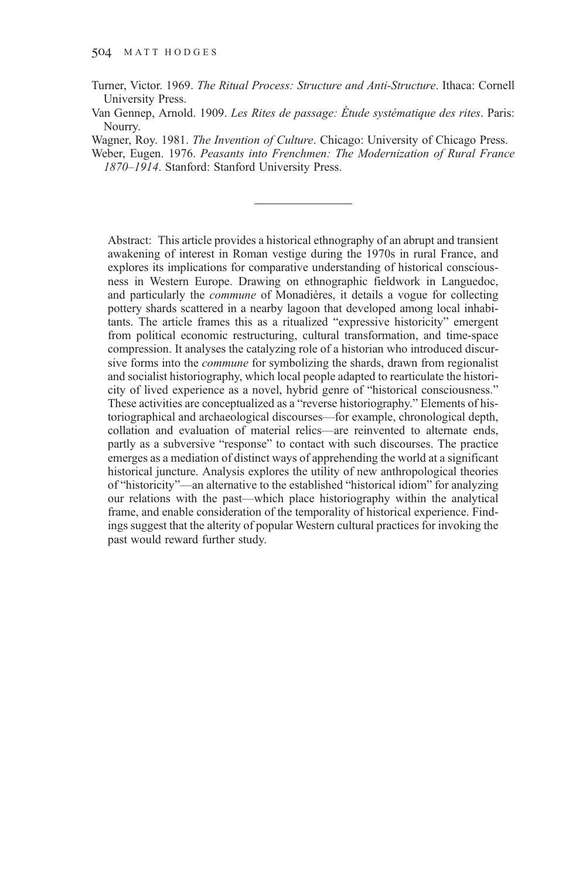Turner, Victor. 1969. *The Ritual Process: Structure and Anti-Structure*. Ithaca: Cornell University Press.

Van Gennep, Arnold. 1909. *Les Rites de passage: Étude systématique des rites*. Paris: Nourry.

Wagner, Roy. 1981. *The Invention of Culture*. Chicago: University of Chicago Press.

Weber, Eugen. 1976. *Peasants into Frenchmen: The Modernization of Rural France 1870–1914*. Stanford: Stanford University Press.

---

Abstract: This article provides a historical ethnography of an abrupt and transient awakening of interest in Roman vestige during the 1970s in rural France, and explores its implications for comparative understanding of historical consciousness in Western Europe. Drawing on ethnographic fieldwork in Languedoc, and particularly the *commune* of Monadières, it details a vogue for collecting pottery shards scattered in a nearby lagoon that developed among local inhabitants. The article frames this as a ritualized "expressive historicity" emergent from political economic restructuring, cultural transformation, and time-space compression. It analyses the catalyzing role of a historian who introduced discursive forms into the *commune* for symbolizing the shards, drawn from regionalist and socialist historiography, which local people adapted to rearticulate the historicity of lived experience as a novel, hybrid genre of "historical consciousness." These activities are conceptualized as a "reverse historiography." Elements of historiographical and archaeological discourses—for example, chronological depth, collation and evaluation of material relics—are reinvented to alternate ends, partly as a subversive "response" to contact with such discourses. The practice emerges as a mediation of distinct ways of apprehending the world at a significant historical juncture. Analysis explores the utility of new anthropological theories of "historicity"—an alternative to the established "historical idiom" for analyzing our relations with the past—which place historiography within the analytical frame, and enable consideration of the temporality of historical experience. Findings suggest that the alterity of popular Western cultural practices for invoking the past would reward further study.